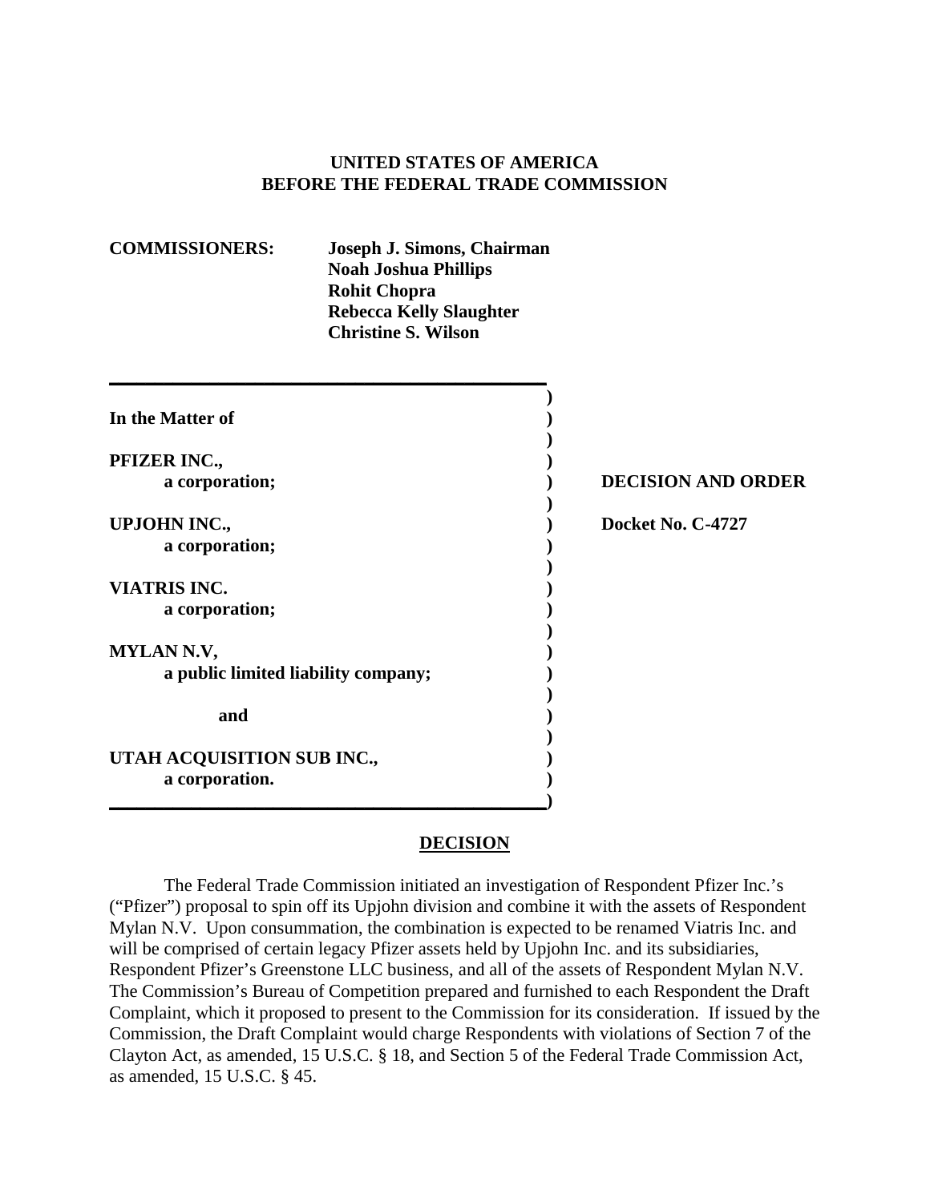**UNITED STATES OF AMERICA**
**BEFORE THE FEDERAL TRADE COMMISSION**

**COMMISSIONERS:** **Joseph J. Simons, Chairman**
**Noah Joshua Phillips**
**Rohit Chopra**
**Rebecca Kelly Slaughter**
**Christine S. Wilson**

| | |
|---|---|
| **In the Matter of** | |
| **PFIZER INC.,** | |
| **a corporation;** | **DECISION AND ORDER** |
| **UPJOHN INC.,** | **Docket No. C-4727** |
| **a corporation;** | |
| **VIATRIS INC.** | |
| **a corporation;** | |
| **MYLAN N.V,** | |
| **a public limited liability company;** | |
| **and** | |
| **UTAH ACQUISITION SUB INC.,** | |
| **a corporation.** | |

## DECISION

The Federal Trade Commission initiated an investigation of Respondent Pfizer Inc.'s ("Pfizer") proposal to spin off its Upjohn division and combine it with the assets of Respondent Mylan N.V. Upon consummation, the combination is expected to be renamed Viatris Inc. and will be comprised of certain legacy Pfizer assets held by Upjohn Inc. and its subsidiaries, Respondent Pfizer's Greenstone LLC business, and all of the assets of Respondent Mylan N.V. The Commission's Bureau of Competition prepared and furnished to each Respondent the Draft Complaint, which it proposed to present to the Commission for its consideration. If issued by the Commission, the Draft Complaint would charge Respondents with violations of Section 7 of the Clayton Act, as amended, 15 U.S.C. § 18, and Section 5 of the Federal Trade Commission Act, as amended, 15 U.S.C. § 45.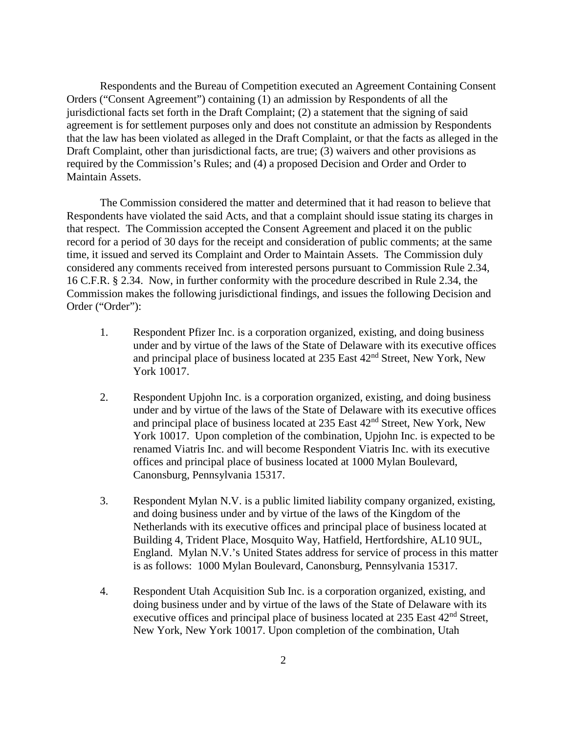Respondents and the Bureau of Competition executed an Agreement Containing Consent Orders ("Consent Agreement") containing (1) an admission by Respondents of all the jurisdictional facts set forth in the Draft Complaint; (2) a statement that the signing of said agreement is for settlement purposes only and does not constitute an admission by Respondents that the law has been violated as alleged in the Draft Complaint, or that the facts as alleged in the Draft Complaint, other than jurisdictional facts, are true; (3) waivers and other provisions as required by the Commission's Rules; and (4) a proposed Decision and Order and Order to Maintain Assets.

The Commission considered the matter and determined that it had reason to believe that Respondents have violated the said Acts, and that a complaint should issue stating its charges in that respect. The Commission accepted the Consent Agreement and placed it on the public record for a period of 30 days for the receipt and consideration of public comments; at the same time, it issued and served its Complaint and Order to Maintain Assets. The Commission duly considered any comments received from interested persons pursuant to Commission Rule 2.34, 16 C.F.R. § 2.34. Now, in further conformity with the procedure described in Rule 2.34, the Commission makes the following jurisdictional findings, and issues the following Decision and Order ("Order"):

1. Respondent Pfizer Inc. is a corporation organized, existing, and doing business under and by virtue of the laws of the State of Delaware with its executive offices and principal place of business located at 235 East 42nd Street, New York, New York 10017.

2. Respondent Upjohn Inc. is a corporation organized, existing, and doing business under and by virtue of the laws of the State of Delaware with its executive offices and principal place of business located at 235 East 42nd Street, New York, New York 10017. Upon completion of the combination, Upjohn Inc. is expected to be renamed Viatris Inc. and will become Respondent Viatris Inc. with its executive offices and principal place of business located at 1000 Mylan Boulevard, Canonsburg, Pennsylvania 15317.

3. Respondent Mylan N.V. is a public limited liability company organized, existing, and doing business under and by virtue of the laws of the Kingdom of the Netherlands with its executive offices and principal place of business located at Building 4, Trident Place, Mosquito Way, Hatfield, Hertfordshire, AL10 9UL, England. Mylan N.V.'s United States address for service of process in this matter is as follows: 1000 Mylan Boulevard, Canonsburg, Pennsylvania 15317.

4. Respondent Utah Acquisition Sub Inc. is a corporation organized, existing, and doing business under and by virtue of the laws of the State of Delaware with its executive offices and principal place of business located at 235 East 42nd Street, New York, New York 10017. Upon completion of the combination, Utah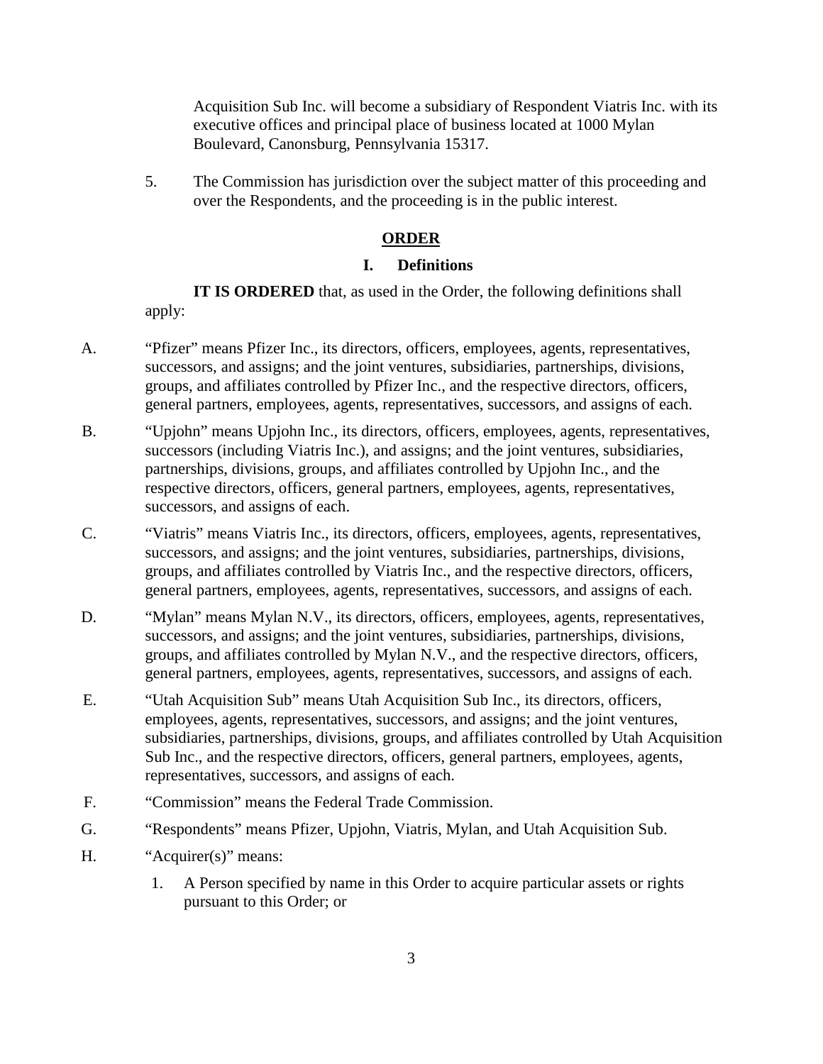Acquisition Sub Inc. will become a subsidiary of Respondent Viatris Inc. with its executive offices and principal place of business located at 1000 Mylan Boulevard, Canonsburg, Pennsylvania 15317.

5. The Commission has jurisdiction over the subject matter of this proceeding and over the Respondents, and the proceeding is in the public interest.

## ORDER

### I. Definitions

**IT IS ORDERED** that, as used in the Order, the following definitions shall apply:

A. "Pfizer" means Pfizer Inc., its directors, officers, employees, agents, representatives, successors, and assigns; and the joint ventures, subsidiaries, partnerships, divisions, groups, and affiliates controlled by Pfizer Inc., and the respective directors, officers, general partners, employees, agents, representatives, successors, and assigns of each.

B. "Upjohn" means Upjohn Inc., its directors, officers, employees, agents, representatives, successors (including Viatris Inc.), and assigns; and the joint ventures, subsidiaries, partnerships, divisions, groups, and affiliates controlled by Upjohn Inc., and the respective directors, officers, general partners, employees, agents, representatives, successors, and assigns of each.

C. "Viatris" means Viatris Inc., its directors, officers, employees, agents, representatives, successors, and assigns; and the joint ventures, subsidiaries, partnerships, divisions, groups, and affiliates controlled by Viatris Inc., and the respective directors, officers, general partners, employees, agents, representatives, successors, and assigns of each.

D. "Mylan" means Mylan N.V., its directors, officers, employees, agents, representatives, successors, and assigns; and the joint ventures, subsidiaries, partnerships, divisions, groups, and affiliates controlled by Mylan N.V., and the respective directors, officers, general partners, employees, agents, representatives, successors, and assigns of each.

E. "Utah Acquisition Sub" means Utah Acquisition Sub Inc., its directors, officers, employees, agents, representatives, successors, and assigns; and the joint ventures, subsidiaries, partnerships, divisions, groups, and affiliates controlled by Utah Acquisition Sub Inc., and the respective directors, officers, general partners, employees, agents, representatives, successors, and assigns of each.

F. "Commission" means the Federal Trade Commission.

G. "Respondents" means Pfizer, Upjohn, Viatris, Mylan, and Utah Acquisition Sub.

H. "Acquirer(s)" means:

1. A Person specified by name in this Order to acquire particular assets or rights pursuant to this Order; or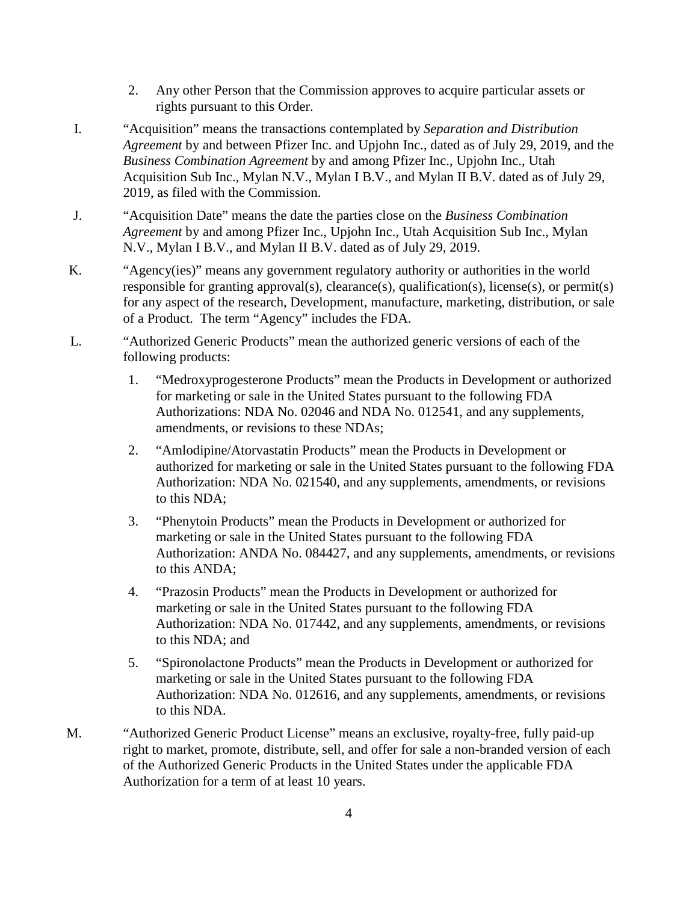2. Any other Person that the Commission approves to acquire particular assets or rights pursuant to this Order.

I. "Acquisition" means the transactions contemplated by *Separation and Distribution Agreement* by and between Pfizer Inc. and Upjohn Inc., dated as of July 29, 2019, and the *Business Combination Agreement* by and among Pfizer Inc., Upjohn Inc., Utah Acquisition Sub Inc., Mylan N.V., Mylan I B.V., and Mylan II B.V. dated as of July 29, 2019, as filed with the Commission.

J. "Acquisition Date" means the date the parties close on the *Business Combination Agreement* by and among Pfizer Inc., Upjohn Inc., Utah Acquisition Sub Inc., Mylan N.V., Mylan I B.V., and Mylan II B.V. dated as of July 29, 2019.

K. "Agency(ies)" means any government regulatory authority or authorities in the world responsible for granting approval(s), clearance(s), qualification(s), license(s), or permit(s) for any aspect of the research, Development, manufacture, marketing, distribution, or sale of a Product. The term "Agency" includes the FDA.

L. "Authorized Generic Products" mean the authorized generic versions of each of the following products:

1. "Medroxyprogesterone Products" mean the Products in Development or authorized for marketing or sale in the United States pursuant to the following FDA Authorizations: NDA No. 02046 and NDA No. 012541, and any supplements, amendments, or revisions to these NDAs;

2. "Amlodipine/Atorvastatin Products" mean the Products in Development or authorized for marketing or sale in the United States pursuant to the following FDA Authorization: NDA No. 021540, and any supplements, amendments, or revisions to this NDA;

3. "Phenytoin Products" mean the Products in Development or authorized for marketing or sale in the United States pursuant to the following FDA Authorization: ANDA No. 084427, and any supplements, amendments, or revisions to this ANDA;

4. "Prazosin Products" mean the Products in Development or authorized for marketing or sale in the United States pursuant to the following FDA Authorization: NDA No. 017442, and any supplements, amendments, or revisions to this NDA; and

5. "Spironolactone Products" mean the Products in Development or authorized for marketing or sale in the United States pursuant to the following FDA Authorization: NDA No. 012616, and any supplements, amendments, or revisions to this NDA.

M. "Authorized Generic Product License" means an exclusive, royalty-free, fully paid-up right to market, promote, distribute, sell, and offer for sale a non-branded version of each of the Authorized Generic Products in the United States under the applicable FDA Authorization for a term of at least 10 years.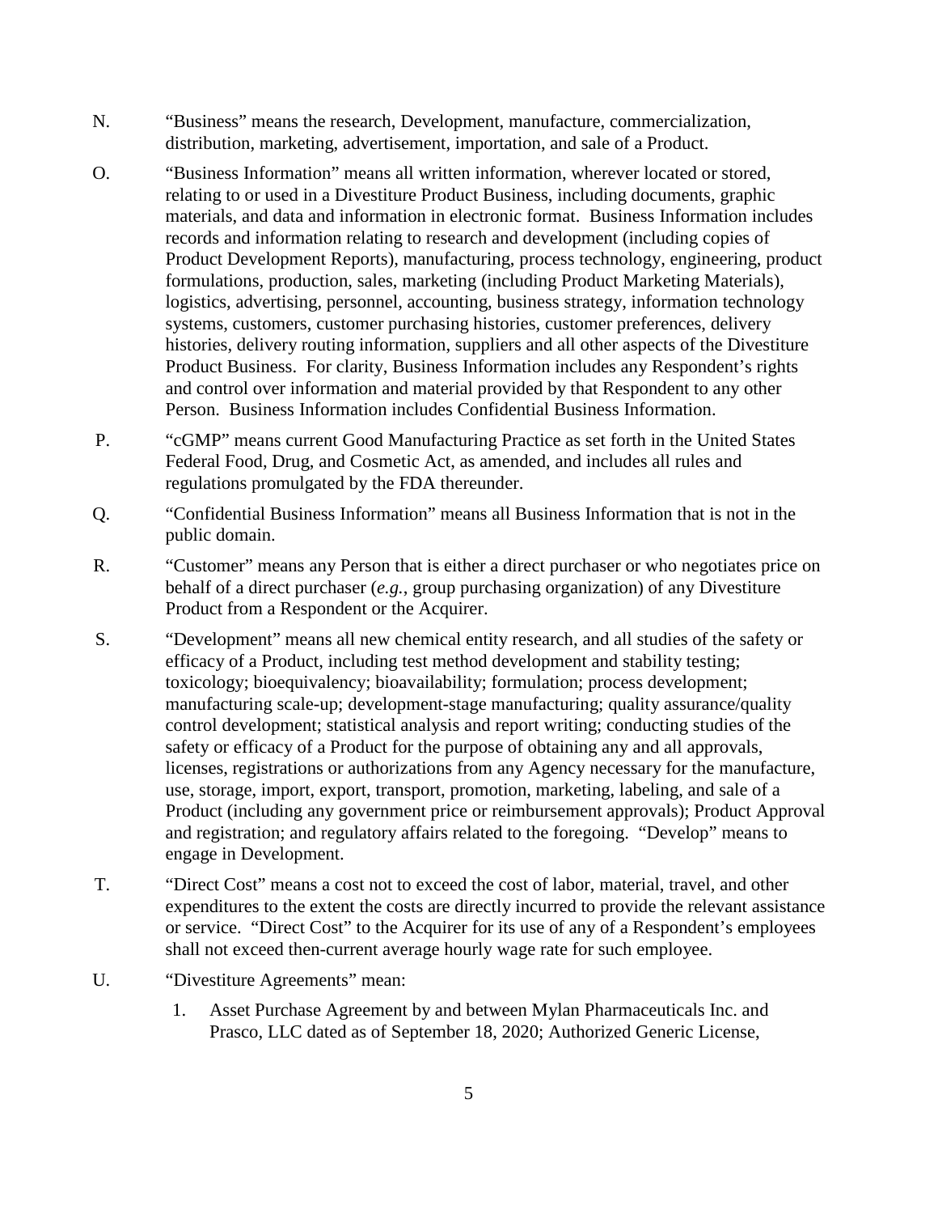N. "Business" means the research, Development, manufacture, commercialization, distribution, marketing, advertisement, importation, and sale of a Product.

O. "Business Information" means all written information, wherever located or stored, relating to or used in a Divestiture Product Business, including documents, graphic materials, and data and information in electronic format. Business Information includes records and information relating to research and development (including copies of Product Development Reports), manufacturing, process technology, engineering, product formulations, production, sales, marketing (including Product Marketing Materials), logistics, advertising, personnel, accounting, business strategy, information technology systems, customers, customer purchasing histories, customer preferences, delivery histories, delivery routing information, suppliers and all other aspects of the Divestiture Product Business. For clarity, Business Information includes any Respondent's rights and control over information and material provided by that Respondent to any other Person. Business Information includes Confidential Business Information.

P. "cGMP" means current Good Manufacturing Practice as set forth in the United States Federal Food, Drug, and Cosmetic Act, as amended, and includes all rules and regulations promulgated by the FDA thereunder.

Q. "Confidential Business Information" means all Business Information that is not in the public domain.

R. "Customer" means any Person that is either a direct purchaser or who negotiates price on behalf of a direct purchaser (*e.g.*, group purchasing organization) of any Divestiture Product from a Respondent or the Acquirer.

S. "Development" means all new chemical entity research, and all studies of the safety or efficacy of a Product, including test method development and stability testing; toxicology; bioequivalency; bioavailability; formulation; process development; manufacturing scale-up; development-stage manufacturing; quality assurance/quality control development; statistical analysis and report writing; conducting studies of the safety or efficacy of a Product for the purpose of obtaining any and all approvals, licenses, registrations or authorizations from any Agency necessary for the manufacture, use, storage, import, export, transport, promotion, marketing, labeling, and sale of a Product (including any government price or reimbursement approvals); Product Approval and registration; and regulatory affairs related to the foregoing. "Develop" means to engage in Development.

T. "Direct Cost" means a cost not to exceed the cost of labor, material, travel, and other expenditures to the extent the costs are directly incurred to provide the relevant assistance or service. "Direct Cost" to the Acquirer for its use of any of a Respondent's employees shall not exceed then-current average hourly wage rate for such employee.

U. "Divestiture Agreements" mean:

1. Asset Purchase Agreement by and between Mylan Pharmaceuticals Inc. and Prasco, LLC dated as of September 18, 2020; Authorized Generic License,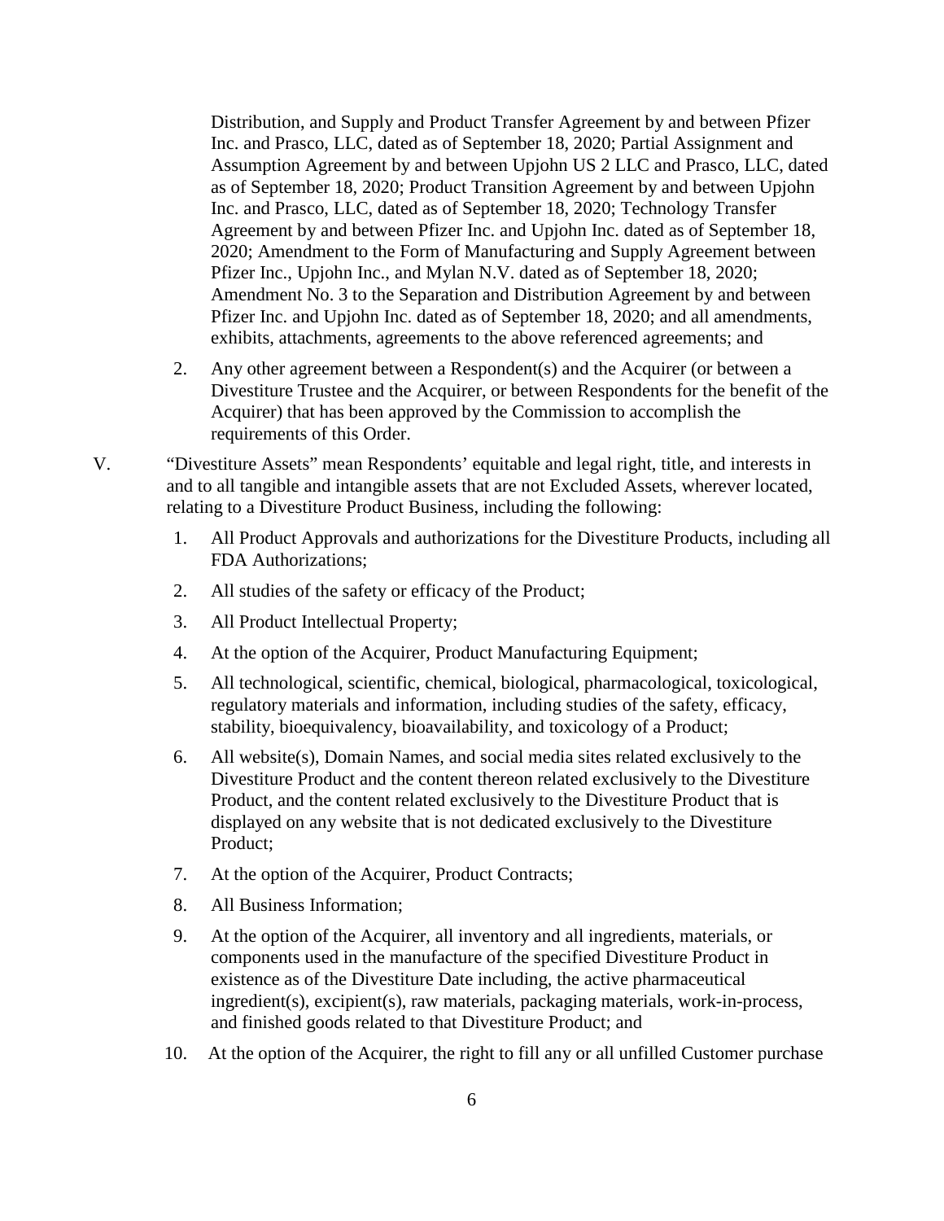Distribution, and Supply and Product Transfer Agreement by and between Pfizer Inc. and Prasco, LLC, dated as of September 18, 2020; Partial Assignment and Assumption Agreement by and between Upjohn US 2 LLC and Prasco, LLC, dated as of September 18, 2020; Product Transition Agreement by and between Upjohn Inc. and Prasco, LLC, dated as of September 18, 2020; Technology Transfer Agreement by and between Pfizer Inc. and Upjohn Inc. dated as of September 18, 2020; Amendment to the Form of Manufacturing and Supply Agreement between Pfizer Inc., Upjohn Inc., and Mylan N.V. dated as of September 18, 2020; Amendment No. 3 to the Separation and Distribution Agreement by and between Pfizer Inc. and Upjohn Inc. dated as of September 18, 2020; and all amendments, exhibits, attachments, agreements to the above referenced agreements; and

2. Any other agreement between a Respondent(s) and the Acquirer (or between a Divestiture Trustee and the Acquirer, or between Respondents for the benefit of the Acquirer) that has been approved by the Commission to accomplish the requirements of this Order.

V. "Divestiture Assets" mean Respondents' equitable and legal right, title, and interests in and to all tangible and intangible assets that are not Excluded Assets, wherever located, relating to a Divestiture Product Business, including the following:

1. All Product Approvals and authorizations for the Divestiture Products, including all FDA Authorizations;
2. All studies of the safety or efficacy of the Product;
3. All Product Intellectual Property;
4. At the option of the Acquirer, Product Manufacturing Equipment;
5. All technological, scientific, chemical, biological, pharmacological, toxicological, regulatory materials and information, including studies of the safety, efficacy, stability, bioequivalency, bioavailability, and toxicology of a Product;
6. All website(s), Domain Names, and social media sites related exclusively to the Divestiture Product and the content thereon related exclusively to the Divestiture Product, and the content related exclusively to the Divestiture Product that is displayed on any website that is not dedicated exclusively to the Divestiture Product;
7. At the option of the Acquirer, Product Contracts;
8. All Business Information;
9. At the option of the Acquirer, all inventory and all ingredients, materials, or components used in the manufacture of the specified Divestiture Product in existence as of the Divestiture Date including, the active pharmaceutical ingredient(s), excipient(s), raw materials, packaging materials, work-in-process, and finished goods related to that Divestiture Product; and
10. At the option of the Acquirer, the right to fill any or all unfilled Customer purchase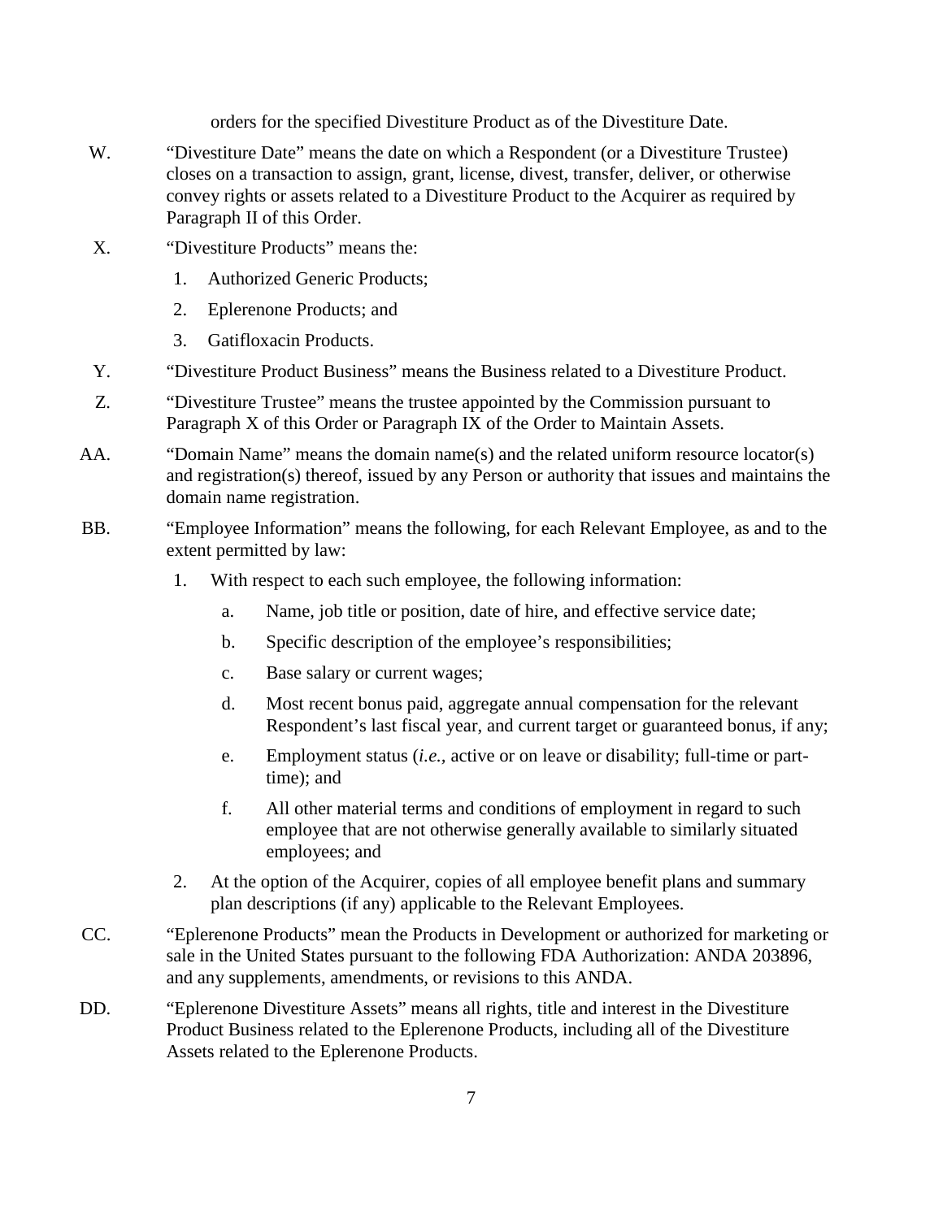orders for the specified Divestiture Product as of the Divestiture Date.

W. "Divestiture Date" means the date on which a Respondent (or a Divestiture Trustee) closes on a transaction to assign, grant, license, divest, transfer, deliver, or otherwise convey rights or assets related to a Divestiture Product to the Acquirer as required by Paragraph II of this Order.

X. "Divestiture Products" means the:

   1. Authorized Generic Products;
   2. Eplerenone Products; and
   3. Gatifloxacin Products.

Y. "Divestiture Product Business" means the Business related to a Divestiture Product.

Z. "Divestiture Trustee" means the trustee appointed by the Commission pursuant to Paragraph X of this Order or Paragraph IX of the Order to Maintain Assets.

AA. "Domain Name" means the domain name(s) and the related uniform resource locator(s) and registration(s) thereof, issued by any Person or authority that issues and maintains the domain name registration.

BB. "Employee Information" means the following, for each Relevant Employee, as and to the extent permitted by law:

   1. With respect to each such employee, the following information:
      a. Name, job title or position, date of hire, and effective service date;
      b. Specific description of the employee's responsibilities;
      c. Base salary or current wages;
      d. Most recent bonus paid, aggregate annual compensation for the relevant Respondent's last fiscal year, and current target or guaranteed bonus, if any;
      e. Employment status (*i.e.*, active or on leave or disability; full-time or part-time); and
      f. All other material terms and conditions of employment in regard to such employee that are not otherwise generally available to similarly situated employees; and
   2. At the option of the Acquirer, copies of all employee benefit plans and summary plan descriptions (if any) applicable to the Relevant Employees.

CC. "Eplerenone Products" mean the Products in Development or authorized for marketing or sale in the United States pursuant to the following FDA Authorization: ANDA 203896, and any supplements, amendments, or revisions to this ANDA.

DD. "Eplerenone Divestiture Assets" means all rights, title and interest in the Divestiture Product Business related to the Eplerenone Products, including all of the Divestiture Assets related to the Eplerenone Products.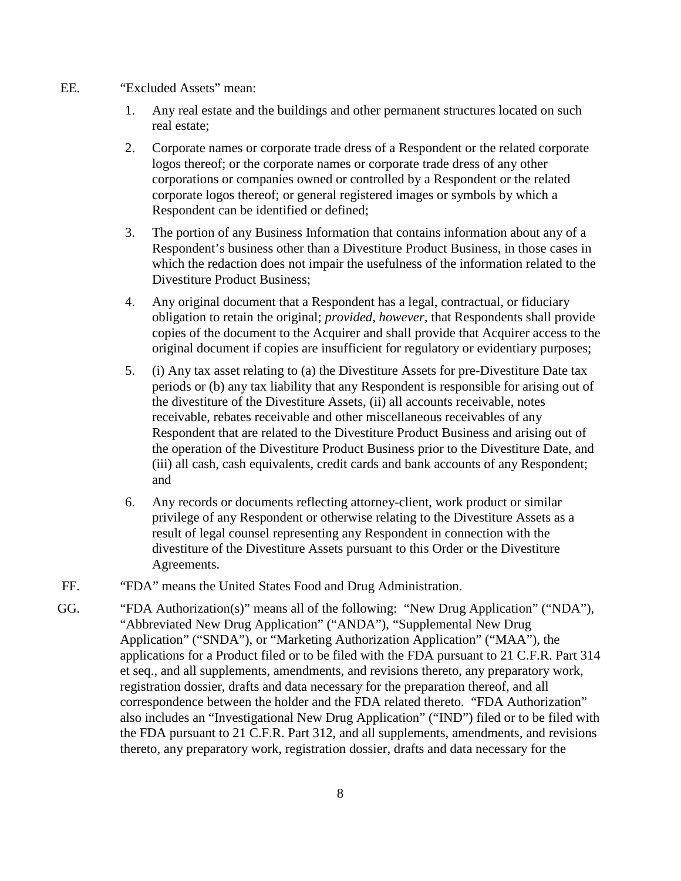EE. "Excluded Assets" mean:

1. Any real estate and the buildings and other permanent structures located on such real estate;

2. Corporate names or corporate trade dress of a Respondent or the related corporate logos thereof; or the corporate names or corporate trade dress of any other corporations or companies owned or controlled by a Respondent or the related corporate logos thereof; or general registered images or symbols by which a Respondent can be identified or defined;

3. The portion of any Business Information that contains information about any of a Respondent's business other than a Divestiture Product Business, in those cases in which the redaction does not impair the usefulness of the information related to the Divestiture Product Business;

4. Any original document that a Respondent has a legal, contractual, or fiduciary obligation to retain the original; *provided, however,* that Respondents shall provide copies of the document to the Acquirer and shall provide that Acquirer access to the original document if copies are insufficient for regulatory or evidentiary purposes;

5. (i) Any tax asset relating to (a) the Divestiture Assets for pre-Divestiture Date tax periods or (b) any tax liability that any Respondent is responsible for arising out of the divestiture of the Divestiture Assets, (ii) all accounts receivable, notes receivable, rebates receivable and other miscellaneous receivables of any Respondent that are related to the Divestiture Product Business and arising out of the operation of the Divestiture Product Business prior to the Divestiture Date, and (iii) all cash, cash equivalents, credit cards and bank accounts of any Respondent; and

6. Any records or documents reflecting attorney-client, work product or similar privilege of any Respondent or otherwise relating to the Divestiture Assets as a result of legal counsel representing any Respondent in connection with the divestiture of the Divestiture Assets pursuant to this Order or the Divestiture Agreements.

FF. "FDA" means the United States Food and Drug Administration.

GG. "FDA Authorization(s)" means all of the following: "New Drug Application" ("NDA"), "Abbreviated New Drug Application" ("ANDA"), "Supplemental New Drug Application" ("SNDA"), or "Marketing Authorization Application" ("MAA"), the applications for a Product filed or to be filed with the FDA pursuant to 21 C.F.R. Part 314 et seq., and all supplements, amendments, and revisions thereto, any preparatory work, registration dossier, drafts and data necessary for the preparation thereof, and all correspondence between the holder and the FDA related thereto. "FDA Authorization" also includes an "Investigational New Drug Application" ("IND") filed or to be filed with the FDA pursuant to 21 C.F.R. Part 312, and all supplements, amendments, and revisions thereto, any preparatory work, registration dossier, drafts and data necessary for the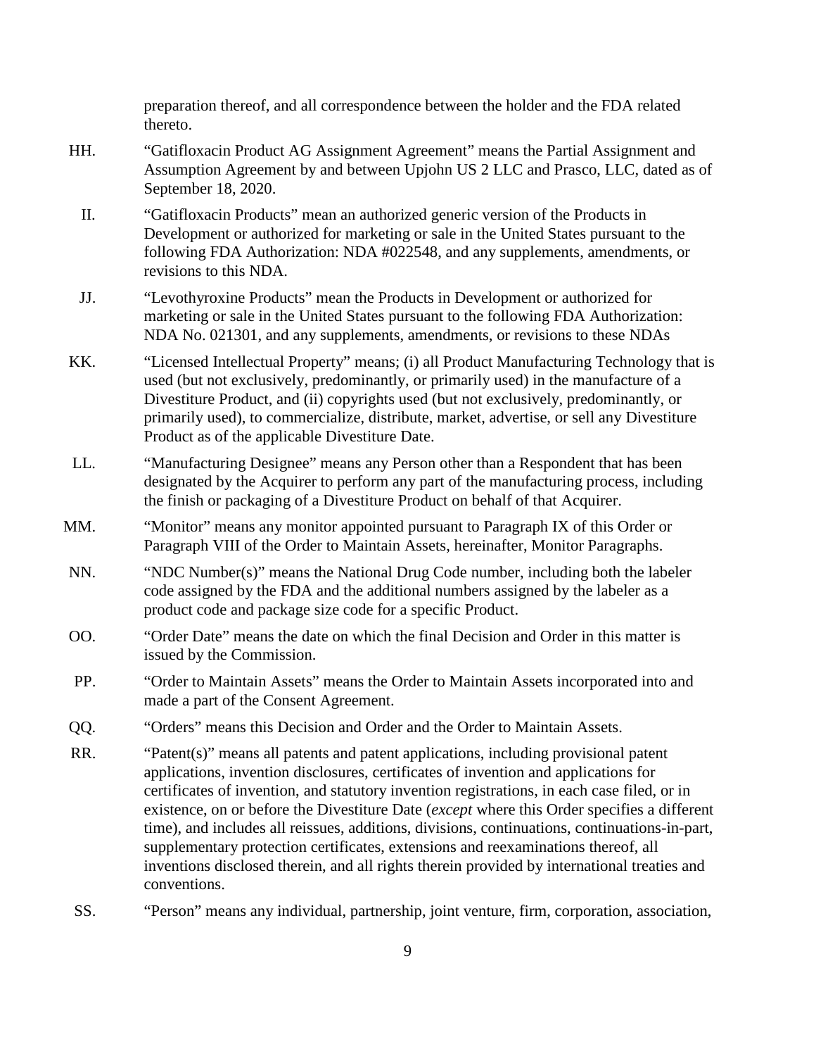preparation thereof, and all correspondence between the holder and the FDA related thereto.

HH. "Gatifloxacin Product AG Assignment Agreement" means the Partial Assignment and Assumption Agreement by and between Upjohn US 2 LLC and Prasco, LLC, dated as of September 18, 2020.

II. "Gatifloxacin Products" mean an authorized generic version of the Products in Development or authorized for marketing or sale in the United States pursuant to the following FDA Authorization: NDA #022548, and any supplements, amendments, or revisions to this NDA.

JJ. "Levothyroxine Products" mean the Products in Development or authorized for marketing or sale in the United States pursuant to the following FDA Authorization: NDA No. 021301, and any supplements, amendments, or revisions to these NDAs

KK. "Licensed Intellectual Property" means; (i) all Product Manufacturing Technology that is used (but not exclusively, predominantly, or primarily used) in the manufacture of a Divestiture Product, and (ii) copyrights used (but not exclusively, predominantly, or primarily used), to commercialize, distribute, market, advertise, or sell any Divestiture Product as of the applicable Divestiture Date.

LL. "Manufacturing Designee" means any Person other than a Respondent that has been designated by the Acquirer to perform any part of the manufacturing process, including the finish or packaging of a Divestiture Product on behalf of that Acquirer.

MM. "Monitor" means any monitor appointed pursuant to Paragraph IX of this Order or Paragraph VIII of the Order to Maintain Assets, hereinafter, Monitor Paragraphs.

NN. "NDC Number(s)" means the National Drug Code number, including both the labeler code assigned by the FDA and the additional numbers assigned by the labeler as a product code and package size code for a specific Product.

OO. "Order Date" means the date on which the final Decision and Order in this matter is issued by the Commission.

PP. "Order to Maintain Assets" means the Order to Maintain Assets incorporated into and made a part of the Consent Agreement.

QQ. "Orders" means this Decision and Order and the Order to Maintain Assets.

RR. "Patent(s)" means all patents and patent applications, including provisional patent applications, invention disclosures, certificates of invention and applications for certificates of invention, and statutory invention registrations, in each case filed, or in existence, on or before the Divestiture Date (*except* where this Order specifies a different time), and includes all reissues, additions, divisions, continuations, continuations-in-part, supplementary protection certificates, extensions and reexaminations thereof, all inventions disclosed therein, and all rights therein provided by international treaties and conventions.

SS. "Person" means any individual, partnership, joint venture, firm, corporation, association,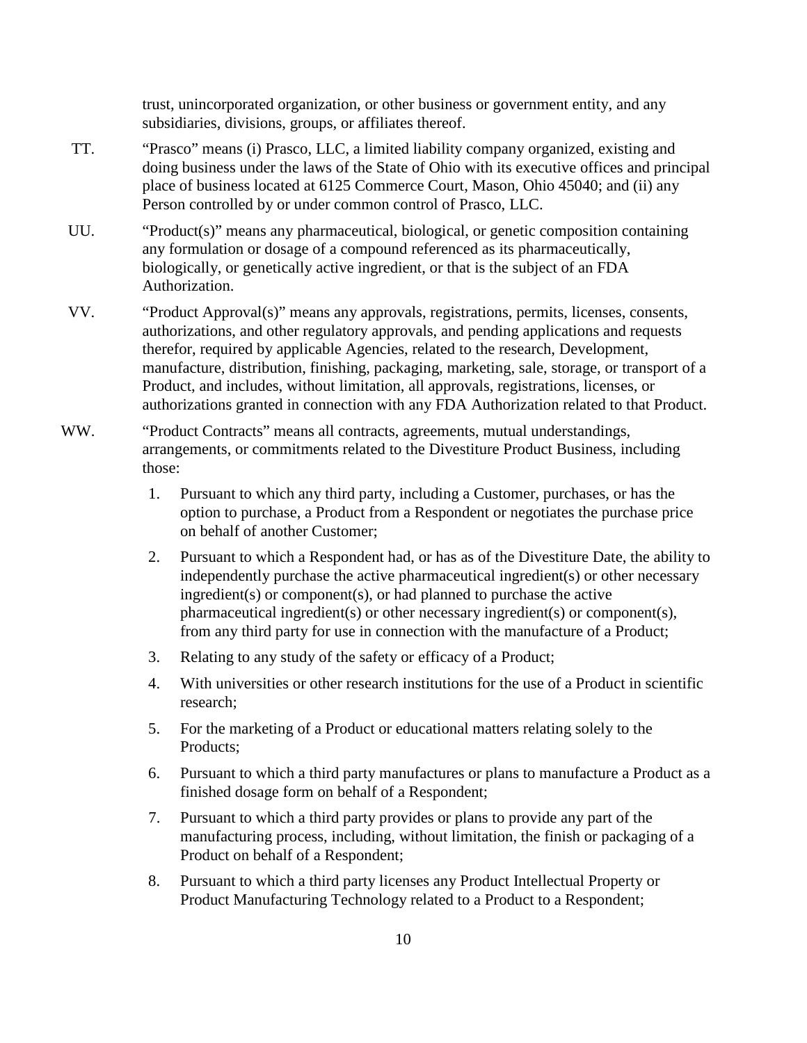trust, unincorporated organization, or other business or government entity, and any subsidiaries, divisions, groups, or affiliates thereof.

TT. "Prasco" means (i) Prasco, LLC, a limited liability company organized, existing and doing business under the laws of the State of Ohio with its executive offices and principal place of business located at 6125 Commerce Court, Mason, Ohio 45040; and (ii) any Person controlled by or under common control of Prasco, LLC.

UU. "Product(s)" means any pharmaceutical, biological, or genetic composition containing any formulation or dosage of a compound referenced as its pharmaceutically, biologically, or genetically active ingredient, or that is the subject of an FDA Authorization.

VV. "Product Approval(s)" means any approvals, registrations, permits, licenses, consents, authorizations, and other regulatory approvals, and pending applications and requests therefor, required by applicable Agencies, related to the research, Development, manufacture, distribution, finishing, packaging, marketing, sale, storage, or transport of a Product, and includes, without limitation, all approvals, registrations, licenses, or authorizations granted in connection with any FDA Authorization related to that Product.

WW. "Product Contracts" means all contracts, agreements, mutual understandings, arrangements, or commitments related to the Divestiture Product Business, including those:

1. Pursuant to which any third party, including a Customer, purchases, or has the option to purchase, a Product from a Respondent or negotiates the purchase price on behalf of another Customer;
2. Pursuant to which a Respondent had, or has as of the Divestiture Date, the ability to independently purchase the active pharmaceutical ingredient(s) or other necessary ingredient(s) or component(s), or had planned to purchase the active pharmaceutical ingredient(s) or other necessary ingredient(s) or component(s), from any third party for use in connection with the manufacture of a Product;
3. Relating to any study of the safety or efficacy of a Product;
4. With universities or other research institutions for the use of a Product in scientific research;
5. For the marketing of a Product or educational matters relating solely to the Products;
6. Pursuant to which a third party manufactures or plans to manufacture a Product as a finished dosage form on behalf of a Respondent;
7. Pursuant to which a third party provides or plans to provide any part of the manufacturing process, including, without limitation, the finish or packaging of a Product on behalf of a Respondent;
8. Pursuant to which a third party licenses any Product Intellectual Property or Product Manufacturing Technology related to a Product to a Respondent;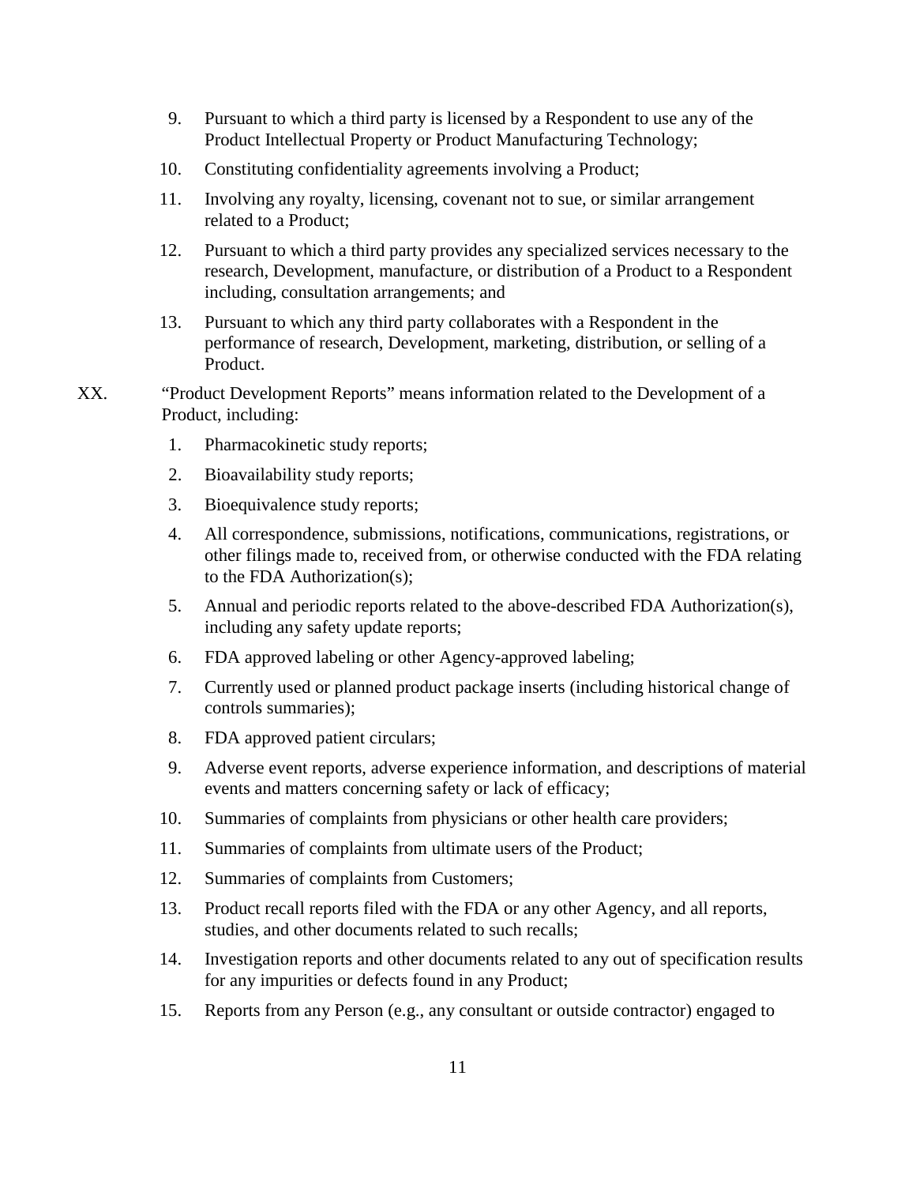9. Pursuant to which a third party is licensed by a Respondent to use any of the Product Intellectual Property or Product Manufacturing Technology;

10. Constituting confidentiality agreements involving a Product;

11. Involving any royalty, licensing, covenant not to sue, or similar arrangement related to a Product;

12. Pursuant to which a third party provides any specialized services necessary to the research, Development, manufacture, or distribution of a Product to a Respondent including, consultation arrangements; and

13. Pursuant to which any third party collaborates with a Respondent in the performance of research, Development, marketing, distribution, or selling of a Product.

XX. "Product Development Reports" means information related to the Development of a Product, including:

1. Pharmacokinetic study reports;

2. Bioavailability study reports;

3. Bioequivalence study reports;

4. All correspondence, submissions, notifications, communications, registrations, or other filings made to, received from, or otherwise conducted with the FDA relating to the FDA Authorization(s);

5. Annual and periodic reports related to the above-described FDA Authorization(s), including any safety update reports;

6. FDA approved labeling or other Agency-approved labeling;

7. Currently used or planned product package inserts (including historical change of controls summaries);

8. FDA approved patient circulars;

9. Adverse event reports, adverse experience information, and descriptions of material events and matters concerning safety or lack of efficacy;

10. Summaries of complaints from physicians or other health care providers;

11. Summaries of complaints from ultimate users of the Product;

12. Summaries of complaints from Customers;

13. Product recall reports filed with the FDA or any other Agency, and all reports, studies, and other documents related to such recalls;

14. Investigation reports and other documents related to any out of specification results for any impurities or defects found in any Product;

15. Reports from any Person (e.g., any consultant or outside contractor) engaged to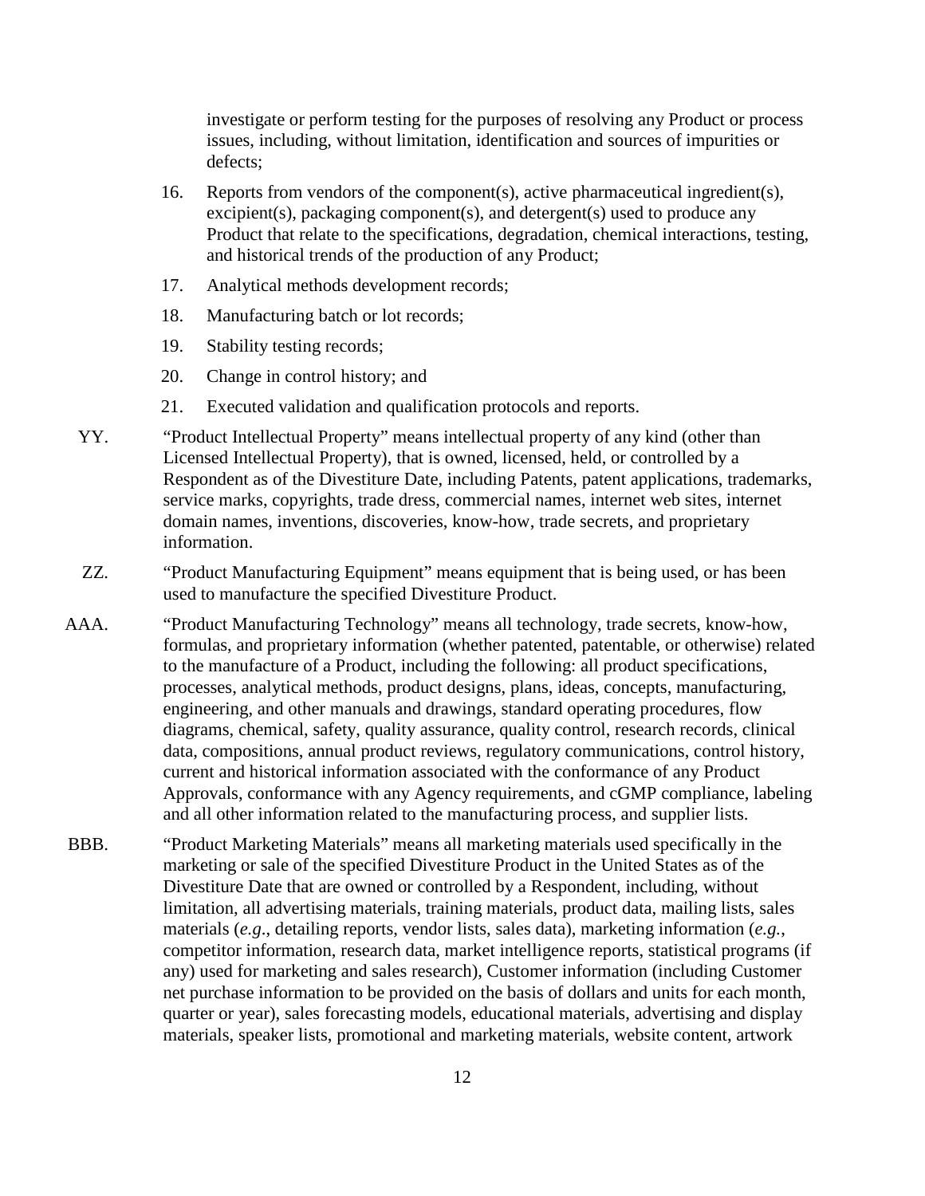investigate or perform testing for the purposes of resolving any Product or process issues, including, without limitation, identification and sources of impurities or defects;

16. Reports from vendors of the component(s), active pharmaceutical ingredient(s), excipient(s), packaging component(s), and detergent(s) used to produce any Product that relate to the specifications, degradation, chemical interactions, testing, and historical trends of the production of any Product;
17. Analytical methods development records;
18. Manufacturing batch or lot records;
19. Stability testing records;
20. Change in control history; and
21. Executed validation and qualification protocols and reports.

YY. "Product Intellectual Property" means intellectual property of any kind (other than Licensed Intellectual Property), that is owned, licensed, held, or controlled by a Respondent as of the Divestiture Date, including Patents, patent applications, trademarks, service marks, copyrights, trade dress, commercial names, internet web sites, internet domain names, inventions, discoveries, know-how, trade secrets, and proprietary information.

ZZ. "Product Manufacturing Equipment" means equipment that is being used, or has been used to manufacture the specified Divestiture Product.

AAA. "Product Manufacturing Technology" means all technology, trade secrets, know-how, formulas, and proprietary information (whether patented, patentable, or otherwise) related to the manufacture of a Product, including the following: all product specifications, processes, analytical methods, product designs, plans, ideas, concepts, manufacturing, engineering, and other manuals and drawings, standard operating procedures, flow diagrams, chemical, safety, quality assurance, quality control, research records, clinical data, compositions, annual product reviews, regulatory communications, control history, current and historical information associated with the conformance of any Product Approvals, conformance with any Agency requirements, and cGMP compliance, labeling and all other information related to the manufacturing process, and supplier lists.

BBB. "Product Marketing Materials" means all marketing materials used specifically in the marketing or sale of the specified Divestiture Product in the United States as of the Divestiture Date that are owned or controlled by a Respondent, including, without limitation, all advertising materials, training materials, product data, mailing lists, sales materials (*e.g*., detailing reports, vendor lists, sales data), marketing information (*e.g.*, competitor information, research data, market intelligence reports, statistical programs (if any) used for marketing and sales research), Customer information (including Customer net purchase information to be provided on the basis of dollars and units for each month, quarter or year), sales forecasting models, educational materials, advertising and display materials, speaker lists, promotional and marketing materials, website content, artwork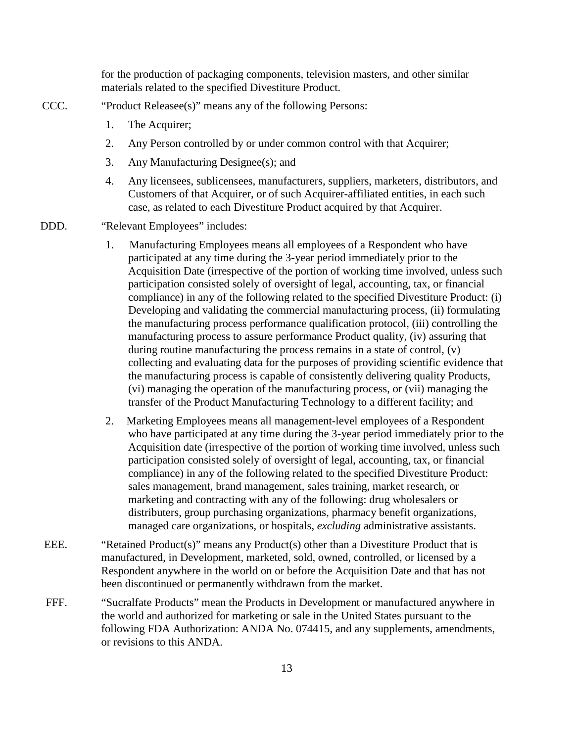for the production of packaging components, television masters, and other similar materials related to the specified Divestiture Product.

CCC. "Product Releasee(s)" means any of the following Persons:

1. The Acquirer;
2. Any Person controlled by or under common control with that Acquirer;
3. Any Manufacturing Designee(s); and
4. Any licensees, sublicensees, manufacturers, suppliers, marketers, distributors, and Customers of that Acquirer, or of such Acquirer-affiliated entities, in each such case, as related to each Divestiture Product acquired by that Acquirer.

DDD. "Relevant Employees" includes:

1. Manufacturing Employees means all employees of a Respondent who have participated at any time during the 3-year period immediately prior to the Acquisition Date (irrespective of the portion of working time involved, unless such participation consisted solely of oversight of legal, accounting, tax, or financial compliance) in any of the following related to the specified Divestiture Product: (i) Developing and validating the commercial manufacturing process, (ii) formulating the manufacturing process performance qualification protocol, (iii) controlling the manufacturing process to assure performance Product quality, (iv) assuring that during routine manufacturing the process remains in a state of control, (v) collecting and evaluating data for the purposes of providing scientific evidence that the manufacturing process is capable of consistently delivering quality Products, (vi) managing the operation of the manufacturing process, or (vii) managing the transfer of the Product Manufacturing Technology to a different facility; and

2. Marketing Employees means all management-level employees of a Respondent who have participated at any time during the 3-year period immediately prior to the Acquisition date (irrespective of the portion of working time involved, unless such participation consisted solely of oversight of legal, accounting, tax, or financial compliance) in any of the following related to the specified Divestiture Product: sales management, brand management, sales training, market research, or marketing and contracting with any of the following: drug wholesalers or distributers, group purchasing organizations, pharmacy benefit organizations, managed care organizations, or hospitals, *excluding* administrative assistants.

EEE. "Retained Product(s)" means any Product(s) other than a Divestiture Product that is manufactured, in Development, marketed, sold, owned, controlled, or licensed by a Respondent anywhere in the world on or before the Acquisition Date and that has not been discontinued or permanently withdrawn from the market.

FFF. "Sucralfate Products" mean the Products in Development or manufactured anywhere in the world and authorized for marketing or sale in the United States pursuant to the following FDA Authorization: ANDA No. 074415, and any supplements, amendments, or revisions to this ANDA.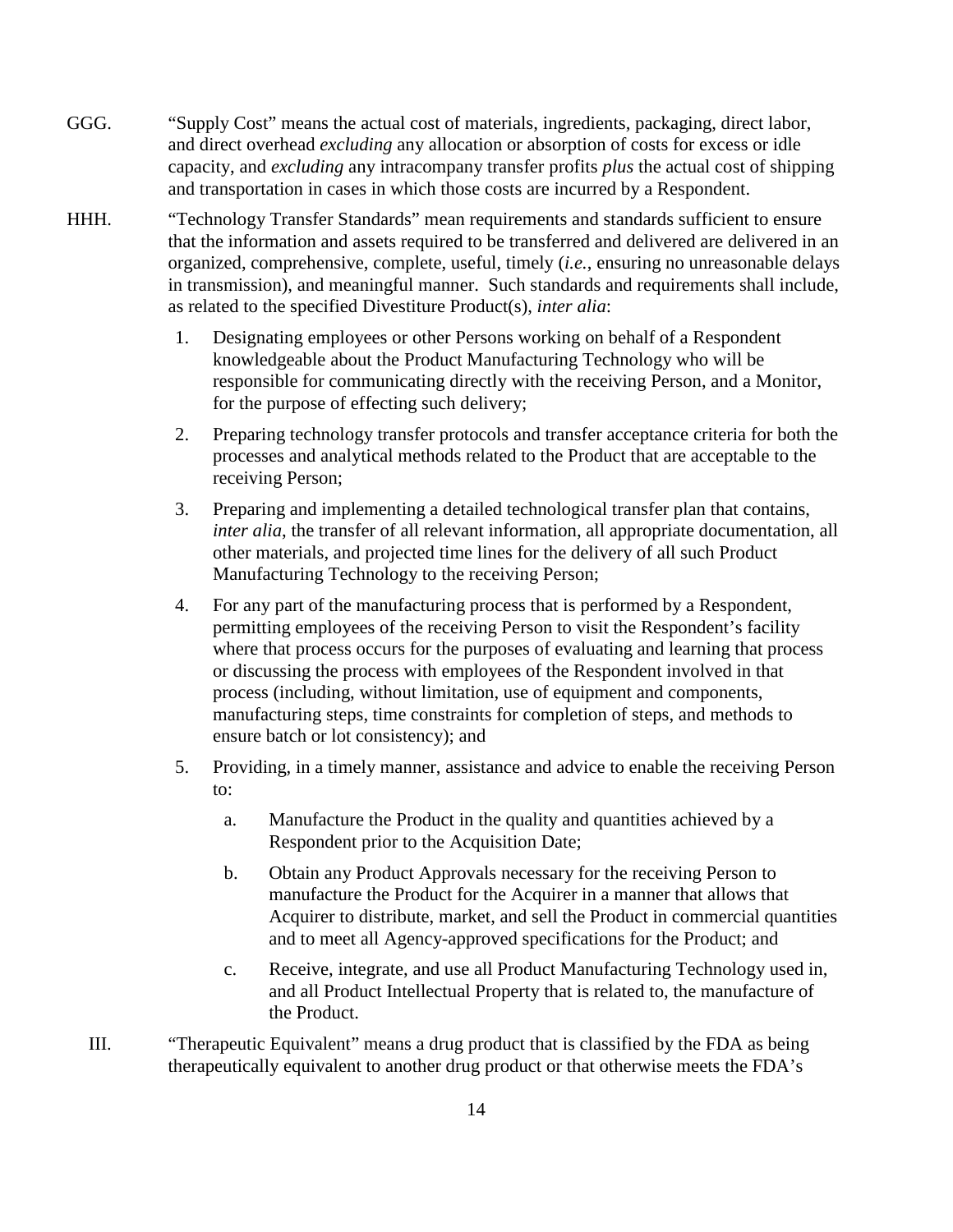GGG. "Supply Cost" means the actual cost of materials, ingredients, packaging, direct labor, and direct overhead *excluding* any allocation or absorption of costs for excess or idle capacity, and *excluding* any intracompany transfer profits *plus* the actual cost of shipping and transportation in cases in which those costs are incurred by a Respondent.

HHH. "Technology Transfer Standards" mean requirements and standards sufficient to ensure that the information and assets required to be transferred and delivered are delivered in an organized, comprehensive, complete, useful, timely (*i.e.*, ensuring no unreasonable delays in transmission), and meaningful manner. Such standards and requirements shall include, as related to the specified Divestiture Product(s), *inter alia*:

1. Designating employees or other Persons working on behalf of a Respondent knowledgeable about the Product Manufacturing Technology who will be responsible for communicating directly with the receiving Person, and a Monitor, for the purpose of effecting such delivery;

2. Preparing technology transfer protocols and transfer acceptance criteria for both the processes and analytical methods related to the Product that are acceptable to the receiving Person;

3. Preparing and implementing a detailed technological transfer plan that contains, *inter alia*, the transfer of all relevant information, all appropriate documentation, all other materials, and projected time lines for the delivery of all such Product Manufacturing Technology to the receiving Person;

4. For any part of the manufacturing process that is performed by a Respondent, permitting employees of the receiving Person to visit the Respondent's facility where that process occurs for the purposes of evaluating and learning that process or discussing the process with employees of the Respondent involved in that process (including, without limitation, use of equipment and components, manufacturing steps, time constraints for completion of steps, and methods to ensure batch or lot consistency); and

5. Providing, in a timely manner, assistance and advice to enable the receiving Person to:

   a. Manufacture the Product in the quality and quantities achieved by a Respondent prior to the Acquisition Date;

   b. Obtain any Product Approvals necessary for the receiving Person to manufacture the Product for the Acquirer in a manner that allows that Acquirer to distribute, market, and sell the Product in commercial quantities and to meet all Agency-approved specifications for the Product; and

   c. Receive, integrate, and use all Product Manufacturing Technology used in, and all Product Intellectual Property that is related to, the manufacture of the Product.

III. "Therapeutic Equivalent" means a drug product that is classified by the FDA as being therapeutically equivalent to another drug product or that otherwise meets the FDA's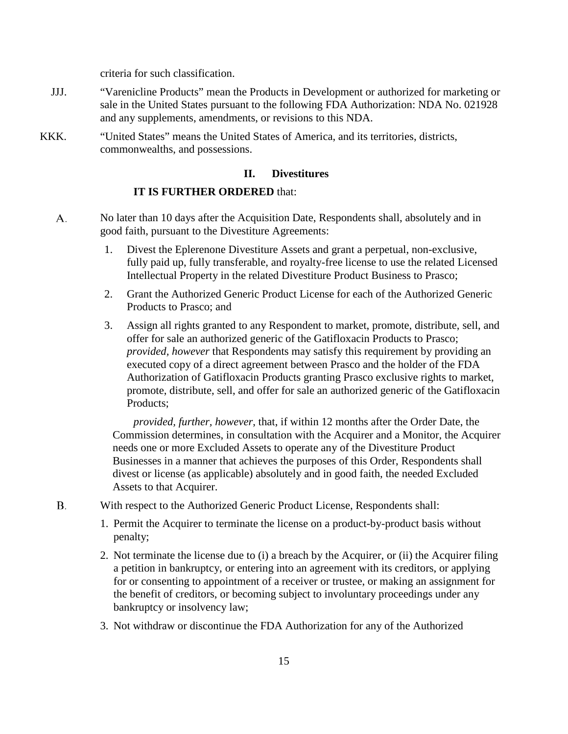criteria for such classification.

JJJ. "Varenicline Products" mean the Products in Development or authorized for marketing or sale in the United States pursuant to the following FDA Authorization: NDA No. 021928 and any supplements, amendments, or revisions to this NDA.

KKK. "United States" means the United States of America, and its territories, districts, commonwealths, and possessions.

## II. Divestitures

**IT IS FURTHER ORDERED** that:

A. No later than 10 days after the Acquisition Date, Respondents shall, absolutely and in good faith, pursuant to the Divestiture Agreements:

1. Divest the Eplerenone Divestiture Assets and grant a perpetual, non-exclusive, fully paid up, fully transferable, and royalty-free license to use the related Licensed Intellectual Property in the related Divestiture Product Business to Prasco;
2. Grant the Authorized Generic Product License for each of the Authorized Generic Products to Prasco; and
3. Assign all rights granted to any Respondent to market, promote, distribute, sell, and offer for sale an authorized generic of the Gatifloxacin Products to Prasco; *provided, however* that Respondents may satisfy this requirement by providing an executed copy of a direct agreement between Prasco and the holder of the FDA Authorization of Gatifloxacin Products granting Prasco exclusive rights to market, promote, distribute, sell, and offer for sale an authorized generic of the Gatifloxacin Products;

*provided, further, however*, that, if within 12 months after the Order Date, the Commission determines, in consultation with the Acquirer and a Monitor, the Acquirer needs one or more Excluded Assets to operate any of the Divestiture Product Businesses in a manner that achieves the purposes of this Order, Respondents shall divest or license (as applicable) absolutely and in good faith, the needed Excluded Assets to that Acquirer.

B. With respect to the Authorized Generic Product License, Respondents shall:

1. Permit the Acquirer to terminate the license on a product-by-product basis without penalty;
2. Not terminate the license due to (i) a breach by the Acquirer, or (ii) the Acquirer filing a petition in bankruptcy, or entering into an agreement with its creditors, or applying for or consenting to appointment of a receiver or trustee, or making an assignment for the benefit of creditors, or becoming subject to involuntary proceedings under any bankruptcy or insolvency law;
3. Not withdraw or discontinue the FDA Authorization for any of the Authorized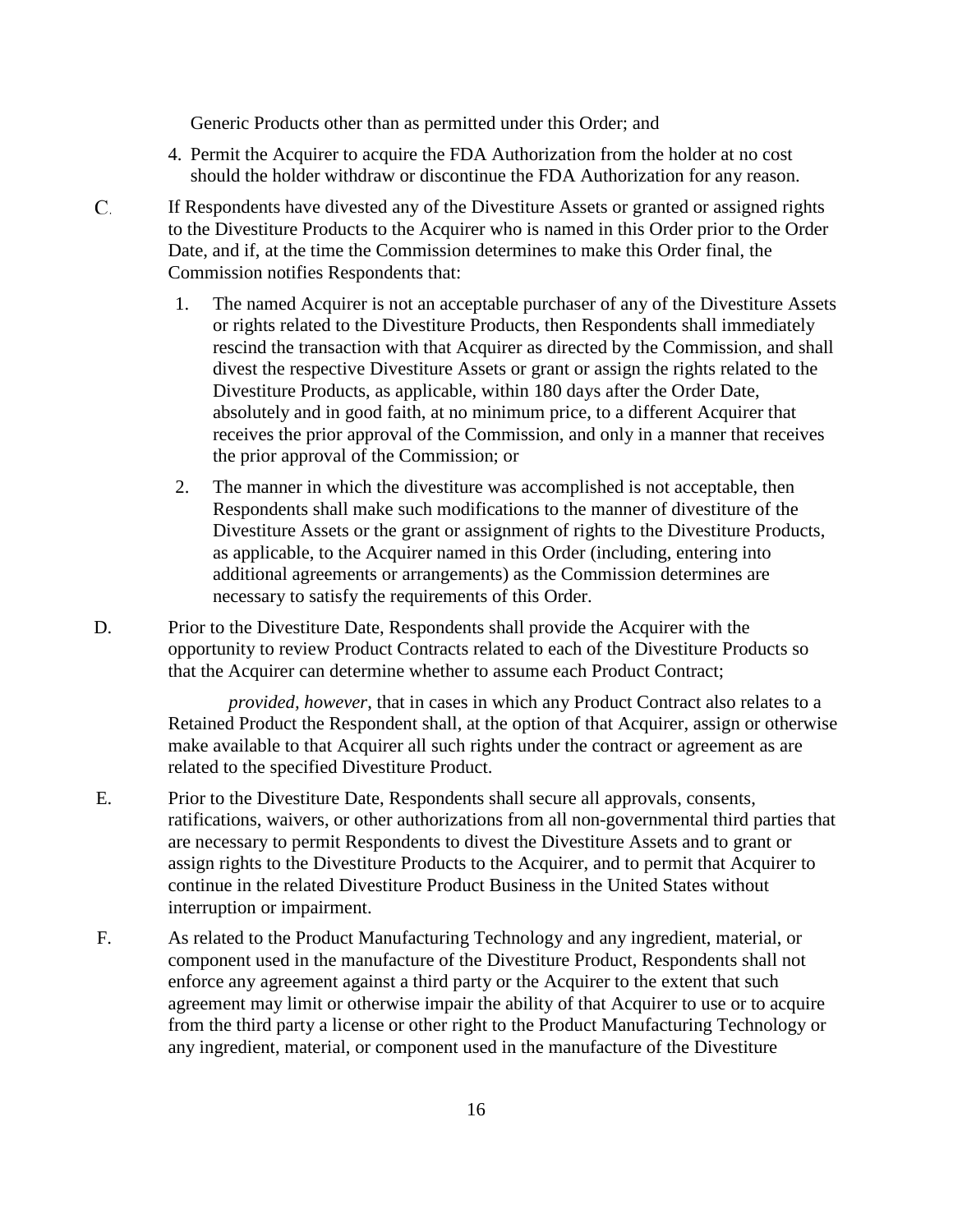Generic Products other than as permitted under this Order; and

4. Permit the Acquirer to acquire the FDA Authorization from the holder at no cost should the holder withdraw or discontinue the FDA Authorization for any reason.

C. If Respondents have divested any of the Divestiture Assets or granted or assigned rights to the Divestiture Products to the Acquirer who is named in this Order prior to the Order Date, and if, at the time the Commission determines to make this Order final, the Commission notifies Respondents that:

1. The named Acquirer is not an acceptable purchaser of any of the Divestiture Assets or rights related to the Divestiture Products, then Respondents shall immediately rescind the transaction with that Acquirer as directed by the Commission, and shall divest the respective Divestiture Assets or grant or assign the rights related to the Divestiture Products, as applicable, within 180 days after the Order Date, absolutely and in good faith, at no minimum price, to a different Acquirer that receives the prior approval of the Commission, and only in a manner that receives the prior approval of the Commission; or

2. The manner in which the divestiture was accomplished is not acceptable, then Respondents shall make such modifications to the manner of divestiture of the Divestiture Assets or the grant or assignment of rights to the Divestiture Products, as applicable, to the Acquirer named in this Order (including, entering into additional agreements or arrangements) as the Commission determines are necessary to satisfy the requirements of this Order.

D. Prior to the Divestiture Date, Respondents shall provide the Acquirer with the opportunity to review Product Contracts related to each of the Divestiture Products so that the Acquirer can determine whether to assume each Product Contract;

*provided*, *however*, that in cases in which any Product Contract also relates to a Retained Product the Respondent shall, at the option of that Acquirer, assign or otherwise make available to that Acquirer all such rights under the contract or agreement as are related to the specified Divestiture Product.

E. Prior to the Divestiture Date, Respondents shall secure all approvals, consents, ratifications, waivers, or other authorizations from all non-governmental third parties that are necessary to permit Respondents to divest the Divestiture Assets and to grant or assign rights to the Divestiture Products to the Acquirer, and to permit that Acquirer to continue in the related Divestiture Product Business in the United States without interruption or impairment.

F. As related to the Product Manufacturing Technology and any ingredient, material, or component used in the manufacture of the Divestiture Product, Respondents shall not enforce any agreement against a third party or the Acquirer to the extent that such agreement may limit or otherwise impair the ability of that Acquirer to use or to acquire from the third party a license or other right to the Product Manufacturing Technology or any ingredient, material, or component used in the manufacture of the Divestiture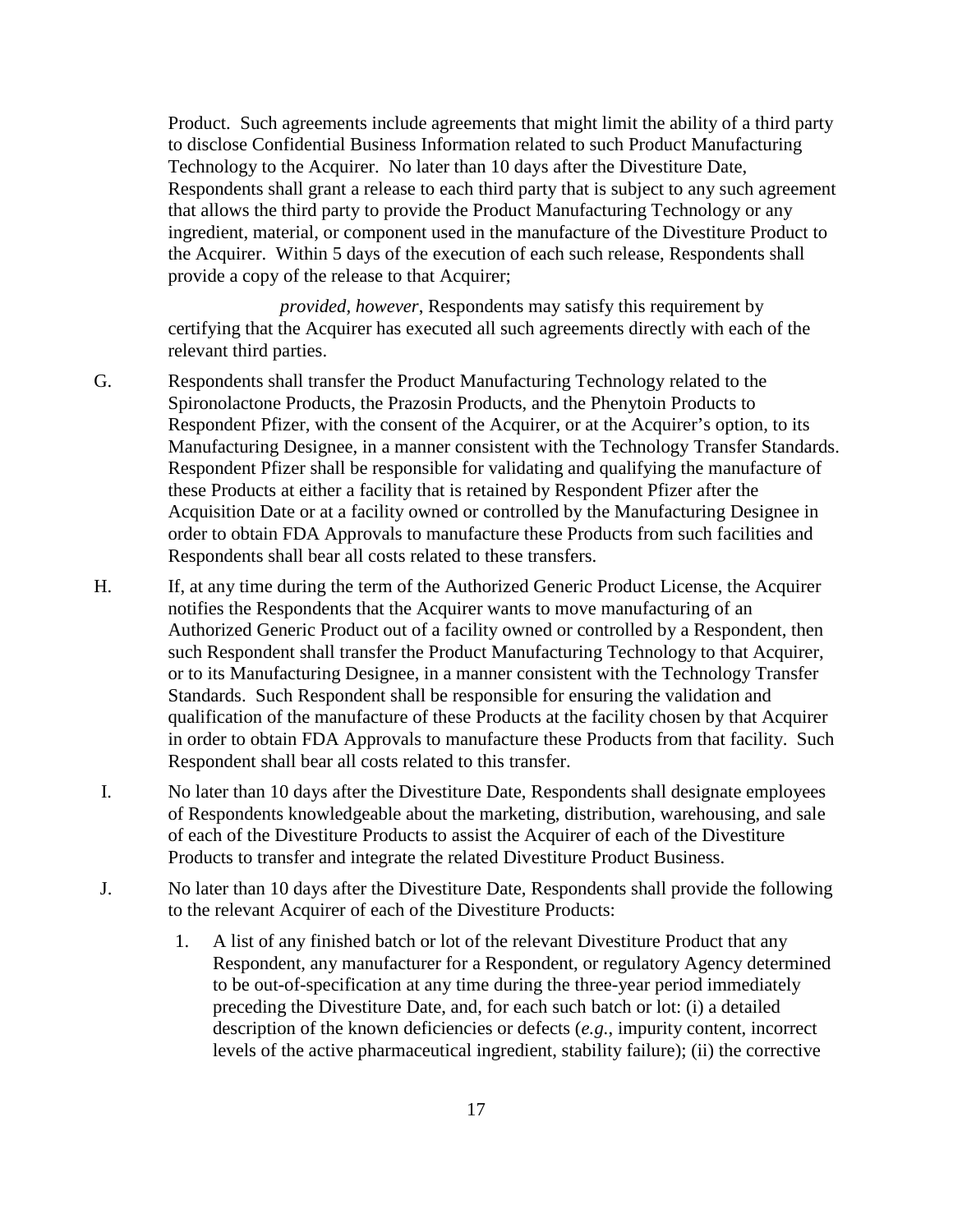Product. Such agreements include agreements that might limit the ability of a third party to disclose Confidential Business Information related to such Product Manufacturing Technology to the Acquirer. No later than 10 days after the Divestiture Date, Respondents shall grant a release to each third party that is subject to any such agreement that allows the third party to provide the Product Manufacturing Technology or any ingredient, material, or component used in the manufacture of the Divestiture Product to the Acquirer. Within 5 days of the execution of each such release, Respondents shall provide a copy of the release to that Acquirer;

*provided, however*, Respondents may satisfy this requirement by certifying that the Acquirer has executed all such agreements directly with each of the relevant third parties.

G. Respondents shall transfer the Product Manufacturing Technology related to the Spironolactone Products, the Prazosin Products, and the Phenytoin Products to Respondent Pfizer, with the consent of the Acquirer, or at the Acquirer's option, to its Manufacturing Designee, in a manner consistent with the Technology Transfer Standards. Respondent Pfizer shall be responsible for validating and qualifying the manufacture of these Products at either a facility that is retained by Respondent Pfizer after the Acquisition Date or at a facility owned or controlled by the Manufacturing Designee in order to obtain FDA Approvals to manufacture these Products from such facilities and Respondents shall bear all costs related to these transfers.

H. If, at any time during the term of the Authorized Generic Product License, the Acquirer notifies the Respondents that the Acquirer wants to move manufacturing of an Authorized Generic Product out of a facility owned or controlled by a Respondent, then such Respondent shall transfer the Product Manufacturing Technology to that Acquirer, or to its Manufacturing Designee, in a manner consistent with the Technology Transfer Standards. Such Respondent shall be responsible for ensuring the validation and qualification of the manufacture of these Products at the facility chosen by that Acquirer in order to obtain FDA Approvals to manufacture these Products from that facility. Such Respondent shall bear all costs related to this transfer.

I. No later than 10 days after the Divestiture Date, Respondents shall designate employees of Respondents knowledgeable about the marketing, distribution, warehousing, and sale of each of the Divestiture Products to assist the Acquirer of each of the Divestiture Products to transfer and integrate the related Divestiture Product Business.

J. No later than 10 days after the Divestiture Date, Respondents shall provide the following to the relevant Acquirer of each of the Divestiture Products:

1. A list of any finished batch or lot of the relevant Divestiture Product that any Respondent, any manufacturer for a Respondent, or regulatory Agency determined to be out-of-specification at any time during the three-year period immediately preceding the Divestiture Date, and, for each such batch or lot: (i) a detailed description of the known deficiencies or defects (*e.g.*, impurity content, incorrect levels of the active pharmaceutical ingredient, stability failure); (ii) the corrective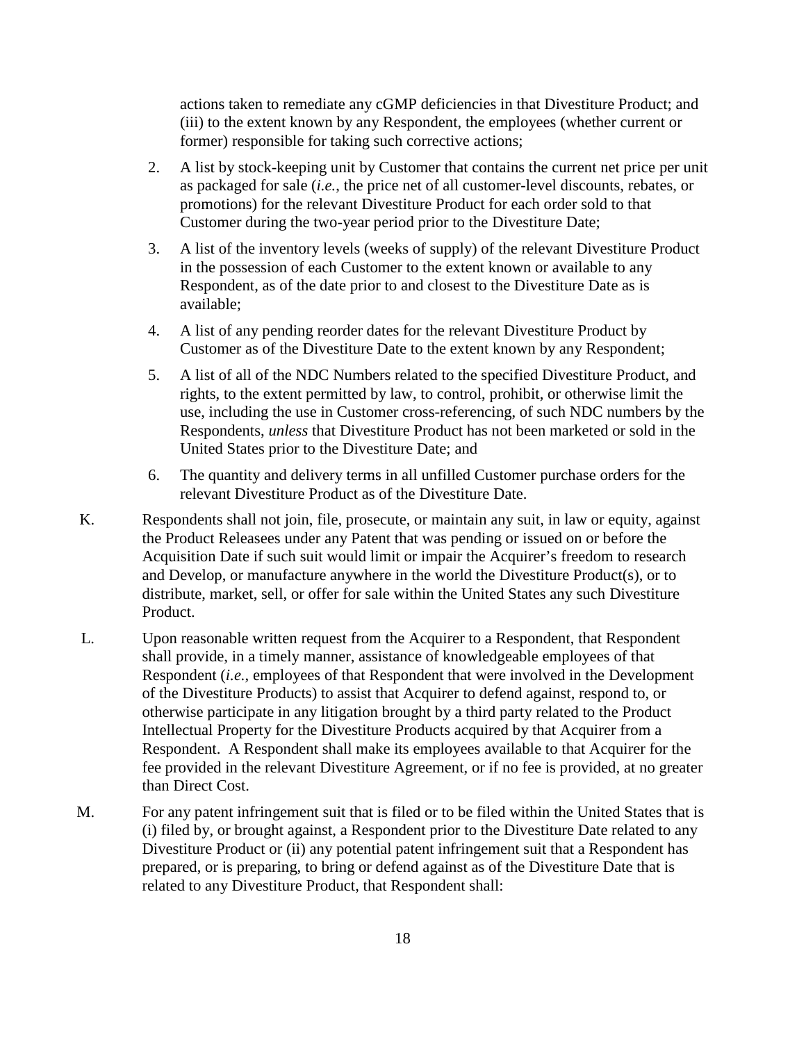actions taken to remediate any cGMP deficiencies in that Divestiture Product; and (iii) to the extent known by any Respondent, the employees (whether current or former) responsible for taking such corrective actions;

2. A list by stock-keeping unit by Customer that contains the current net price per unit as packaged for sale (*i.e.*, the price net of all customer-level discounts, rebates, or promotions) for the relevant Divestiture Product for each order sold to that Customer during the two-year period prior to the Divestiture Date;

3. A list of the inventory levels (weeks of supply) of the relevant Divestiture Product in the possession of each Customer to the extent known or available to any Respondent, as of the date prior to and closest to the Divestiture Date as is available;

4. A list of any pending reorder dates for the relevant Divestiture Product by Customer as of the Divestiture Date to the extent known by any Respondent;

5. A list of all of the NDC Numbers related to the specified Divestiture Product, and rights, to the extent permitted by law, to control, prohibit, or otherwise limit the use, including the use in Customer cross-referencing, of such NDC numbers by the Respondents, *unless* that Divestiture Product has not been marketed or sold in the United States prior to the Divestiture Date; and

6. The quantity and delivery terms in all unfilled Customer purchase orders for the relevant Divestiture Product as of the Divestiture Date.

K. Respondents shall not join, file, prosecute, or maintain any suit, in law or equity, against the Product Releasees under any Patent that was pending or issued on or before the Acquisition Date if such suit would limit or impair the Acquirer's freedom to research and Develop, or manufacture anywhere in the world the Divestiture Product(s), or to distribute, market, sell, or offer for sale within the United States any such Divestiture Product.

L. Upon reasonable written request from the Acquirer to a Respondent, that Respondent shall provide, in a timely manner, assistance of knowledgeable employees of that Respondent (*i.e.*, employees of that Respondent that were involved in the Development of the Divestiture Products) to assist that Acquirer to defend against, respond to, or otherwise participate in any litigation brought by a third party related to the Product Intellectual Property for the Divestiture Products acquired by that Acquirer from a Respondent. A Respondent shall make its employees available to that Acquirer for the fee provided in the relevant Divestiture Agreement, or if no fee is provided, at no greater than Direct Cost.

M. For any patent infringement suit that is filed or to be filed within the United States that is (i) filed by, or brought against, a Respondent prior to the Divestiture Date related to any Divestiture Product or (ii) any potential patent infringement suit that a Respondent has prepared, or is preparing, to bring or defend against as of the Divestiture Date that is related to any Divestiture Product, that Respondent shall: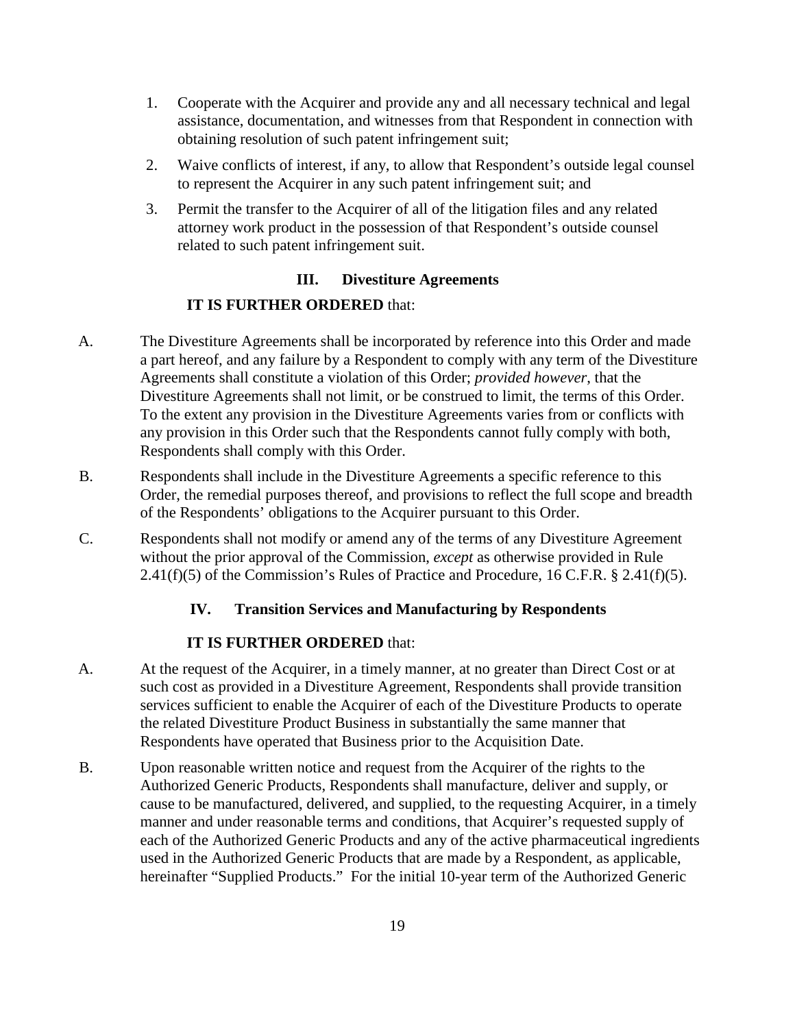1. Cooperate with the Acquirer and provide any and all necessary technical and legal assistance, documentation, and witnesses from that Respondent in connection with obtaining resolution of such patent infringement suit;
2. Waive conflicts of interest, if any, to allow that Respondent's outside legal counsel to represent the Acquirer in any such patent infringement suit; and
3. Permit the transfer to the Acquirer of all of the litigation files and any related attorney work product in the possession of that Respondent's outside counsel related to such patent infringement suit.

## III. Divestiture Agreements

**IT IS FURTHER ORDERED** that:

A. The Divestiture Agreements shall be incorporated by reference into this Order and made a part hereof, and any failure by a Respondent to comply with any term of the Divestiture Agreements shall constitute a violation of this Order; *provided however*, that the Divestiture Agreements shall not limit, or be construed to limit, the terms of this Order. To the extent any provision in the Divestiture Agreements varies from or conflicts with any provision in this Order such that the Respondents cannot fully comply with both, Respondents shall comply with this Order.

B. Respondents shall include in the Divestiture Agreements a specific reference to this Order, the remedial purposes thereof, and provisions to reflect the full scope and breadth of the Respondents' obligations to the Acquirer pursuant to this Order.

C. Respondents shall not modify or amend any of the terms of any Divestiture Agreement without the prior approval of the Commission, *except* as otherwise provided in Rule 2.41(f)(5) of the Commission's Rules of Practice and Procedure, 16 C.F.R. § 2.41(f)(5).

## IV. Transition Services and Manufacturing by Respondents

**IT IS FURTHER ORDERED** that:

A. At the request of the Acquirer, in a timely manner, at no greater than Direct Cost or at such cost as provided in a Divestiture Agreement, Respondents shall provide transition services sufficient to enable the Acquirer of each of the Divestiture Products to operate the related Divestiture Product Business in substantially the same manner that Respondents have operated that Business prior to the Acquisition Date.

B. Upon reasonable written notice and request from the Acquirer of the rights to the Authorized Generic Products, Respondents shall manufacture, deliver and supply, or cause to be manufactured, delivered, and supplied, to the requesting Acquirer, in a timely manner and under reasonable terms and conditions, that Acquirer's requested supply of each of the Authorized Generic Products and any of the active pharmaceutical ingredients used in the Authorized Generic Products that are made by a Respondent, as applicable, hereinafter "Supplied Products." For the initial 10-year term of the Authorized Generic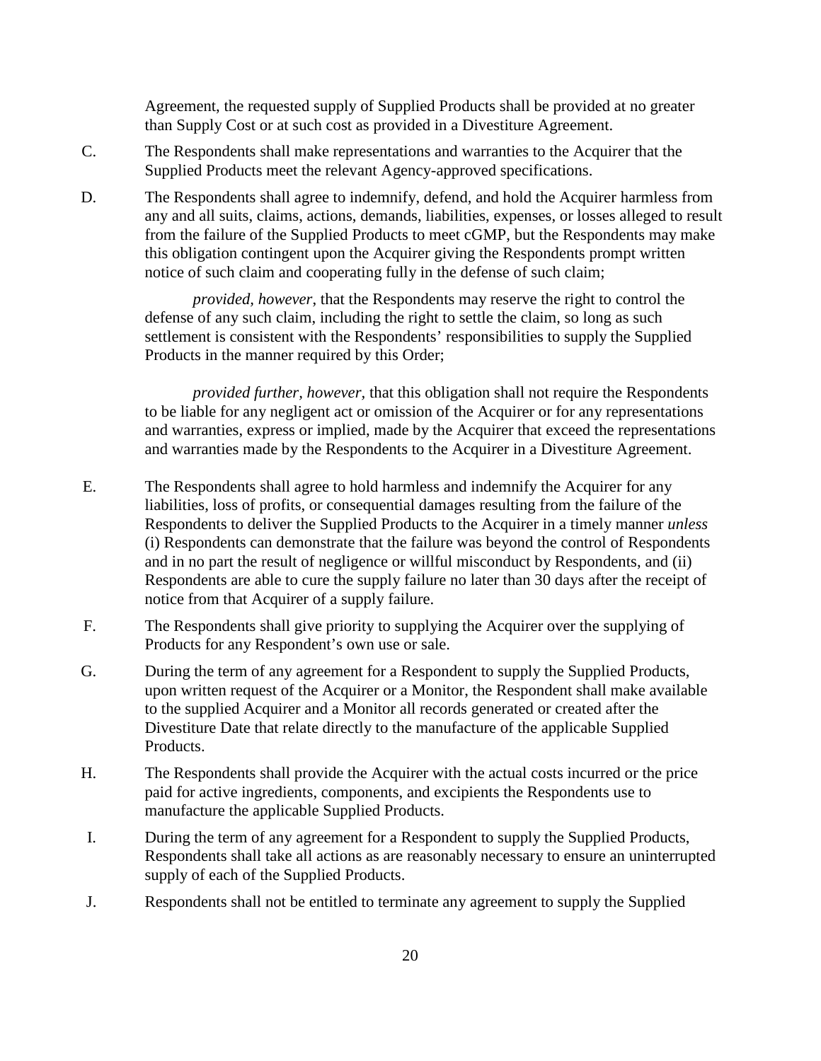Agreement, the requested supply of Supplied Products shall be provided at no greater than Supply Cost or at such cost as provided in a Divestiture Agreement.

C. The Respondents shall make representations and warranties to the Acquirer that the Supplied Products meet the relevant Agency-approved specifications.

D. The Respondents shall agree to indemnify, defend, and hold the Acquirer harmless from any and all suits, claims, actions, demands, liabilities, expenses, or losses alleged to result from the failure of the Supplied Products to meet cGMP, but the Respondents may make this obligation contingent upon the Acquirer giving the Respondents prompt written notice of such claim and cooperating fully in the defense of such claim;

*provided, however*, that the Respondents may reserve the right to control the defense of any such claim, including the right to settle the claim, so long as such settlement is consistent with the Respondents' responsibilities to supply the Supplied Products in the manner required by this Order;

*provided further, however,* that this obligation shall not require the Respondents to be liable for any negligent act or omission of the Acquirer or for any representations and warranties, express or implied, made by the Acquirer that exceed the representations and warranties made by the Respondents to the Acquirer in a Divestiture Agreement.

E. The Respondents shall agree to hold harmless and indemnify the Acquirer for any liabilities, loss of profits, or consequential damages resulting from the failure of the Respondents to deliver the Supplied Products to the Acquirer in a timely manner *unless* (i) Respondents can demonstrate that the failure was beyond the control of Respondents and in no part the result of negligence or willful misconduct by Respondents, and (ii) Respondents are able to cure the supply failure no later than 30 days after the receipt of notice from that Acquirer of a supply failure.

F. The Respondents shall give priority to supplying the Acquirer over the supplying of Products for any Respondent's own use or sale.

G. During the term of any agreement for a Respondent to supply the Supplied Products, upon written request of the Acquirer or a Monitor, the Respondent shall make available to the supplied Acquirer and a Monitor all records generated or created after the Divestiture Date that relate directly to the manufacture of the applicable Supplied Products.

H. The Respondents shall provide the Acquirer with the actual costs incurred or the price paid for active ingredients, components, and excipients the Respondents use to manufacture the applicable Supplied Products.

I. During the term of any agreement for a Respondent to supply the Supplied Products, Respondents shall take all actions as are reasonably necessary to ensure an uninterrupted supply of each of the Supplied Products.

J. Respondents shall not be entitled to terminate any agreement to supply the Supplied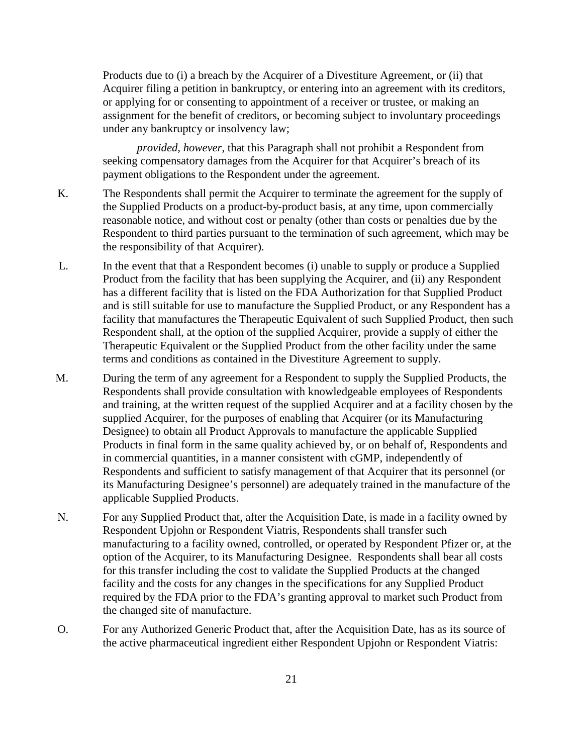Products due to (i) a breach by the Acquirer of a Divestiture Agreement, or (ii) that Acquirer filing a petition in bankruptcy, or entering into an agreement with its creditors, or applying for or consenting to appointment of a receiver or trustee, or making an assignment for the benefit of creditors, or becoming subject to involuntary proceedings under any bankruptcy or insolvency law;

*provided, however*, that this Paragraph shall not prohibit a Respondent from seeking compensatory damages from the Acquirer for that Acquirer's breach of its payment obligations to the Respondent under the agreement.

K. The Respondents shall permit the Acquirer to terminate the agreement for the supply of the Supplied Products on a product-by-product basis, at any time, upon commercially reasonable notice, and without cost or penalty (other than costs or penalties due by the Respondent to third parties pursuant to the termination of such agreement, which may be the responsibility of that Acquirer).

L. In the event that that a Respondent becomes (i) unable to supply or produce a Supplied Product from the facility that has been supplying the Acquirer, and (ii) any Respondent has a different facility that is listed on the FDA Authorization for that Supplied Product and is still suitable for use to manufacture the Supplied Product, or any Respondent has a facility that manufactures the Therapeutic Equivalent of such Supplied Product, then such Respondent shall, at the option of the supplied Acquirer, provide a supply of either the Therapeutic Equivalent or the Supplied Product from the other facility under the same terms and conditions as contained in the Divestiture Agreement to supply.

M. During the term of any agreement for a Respondent to supply the Supplied Products, the Respondents shall provide consultation with knowledgeable employees of Respondents and training, at the written request of the supplied Acquirer and at a facility chosen by the supplied Acquirer, for the purposes of enabling that Acquirer (or its Manufacturing Designee) to obtain all Product Approvals to manufacture the applicable Supplied Products in final form in the same quality achieved by, or on behalf of, Respondents and in commercial quantities, in a manner consistent with cGMP, independently of Respondents and sufficient to satisfy management of that Acquirer that its personnel (or its Manufacturing Designee's personnel) are adequately trained in the manufacture of the applicable Supplied Products.

N. For any Supplied Product that, after the Acquisition Date, is made in a facility owned by Respondent Upjohn or Respondent Viatris, Respondents shall transfer such manufacturing to a facility owned, controlled, or operated by Respondent Pfizer or, at the option of the Acquirer, to its Manufacturing Designee. Respondents shall bear all costs for this transfer including the cost to validate the Supplied Products at the changed facility and the costs for any changes in the specifications for any Supplied Product required by the FDA prior to the FDA's granting approval to market such Product from the changed site of manufacture.

O. For any Authorized Generic Product that, after the Acquisition Date, has as its source of the active pharmaceutical ingredient either Respondent Upjohn or Respondent Viatris: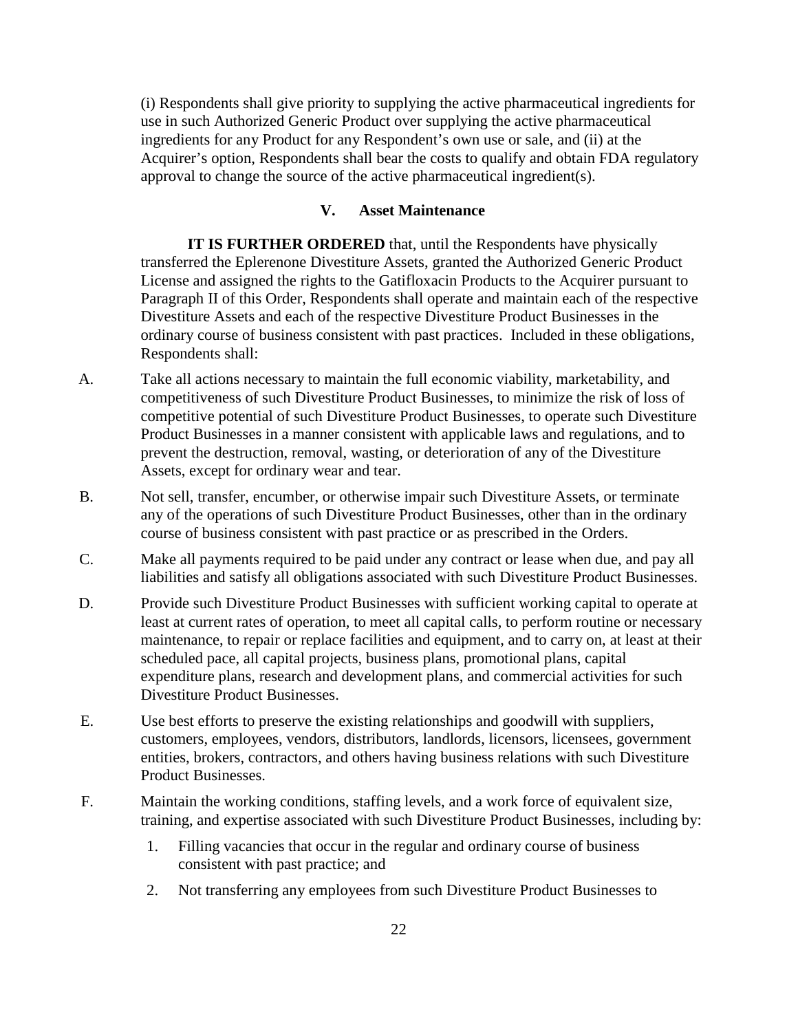(i) Respondents shall give priority to supplying the active pharmaceutical ingredients for use in such Authorized Generic Product over supplying the active pharmaceutical ingredients for any Product for any Respondent's own use or sale, and (ii) at the Acquirer's option, Respondents shall bear the costs to qualify and obtain FDA regulatory approval to change the source of the active pharmaceutical ingredient(s).

## V. Asset Maintenance

**IT IS FURTHER ORDERED** that, until the Respondents have physically transferred the Eplerenone Divestiture Assets, granted the Authorized Generic Product License and assigned the rights to the Gatifloxacin Products to the Acquirer pursuant to Paragraph II of this Order, Respondents shall operate and maintain each of the respective Divestiture Assets and each of the respective Divestiture Product Businesses in the ordinary course of business consistent with past practices. Included in these obligations, Respondents shall:

A. Take all actions necessary to maintain the full economic viability, marketability, and competitiveness of such Divestiture Product Businesses, to minimize the risk of loss of competitive potential of such Divestiture Product Businesses, to operate such Divestiture Product Businesses in a manner consistent with applicable laws and regulations, and to prevent the destruction, removal, wasting, or deterioration of any of the Divestiture Assets, except for ordinary wear and tear.

B. Not sell, transfer, encumber, or otherwise impair such Divestiture Assets, or terminate any of the operations of such Divestiture Product Businesses, other than in the ordinary course of business consistent with past practice or as prescribed in the Orders.

C. Make all payments required to be paid under any contract or lease when due, and pay all liabilities and satisfy all obligations associated with such Divestiture Product Businesses.

D. Provide such Divestiture Product Businesses with sufficient working capital to operate at least at current rates of operation, to meet all capital calls, to perform routine or necessary maintenance, to repair or replace facilities and equipment, and to carry on, at least at their scheduled pace, all capital projects, business plans, promotional plans, capital expenditure plans, research and development plans, and commercial activities for such Divestiture Product Businesses.

E. Use best efforts to preserve the existing relationships and goodwill with suppliers, customers, employees, vendors, distributors, landlords, licensors, licensees, government entities, brokers, contractors, and others having business relations with such Divestiture Product Businesses.

F. Maintain the working conditions, staffing levels, and a work force of equivalent size, training, and expertise associated with such Divestiture Product Businesses, including by:

   1. Filling vacancies that occur in the regular and ordinary course of business consistent with past practice; and

   2. Not transferring any employees from such Divestiture Product Businesses to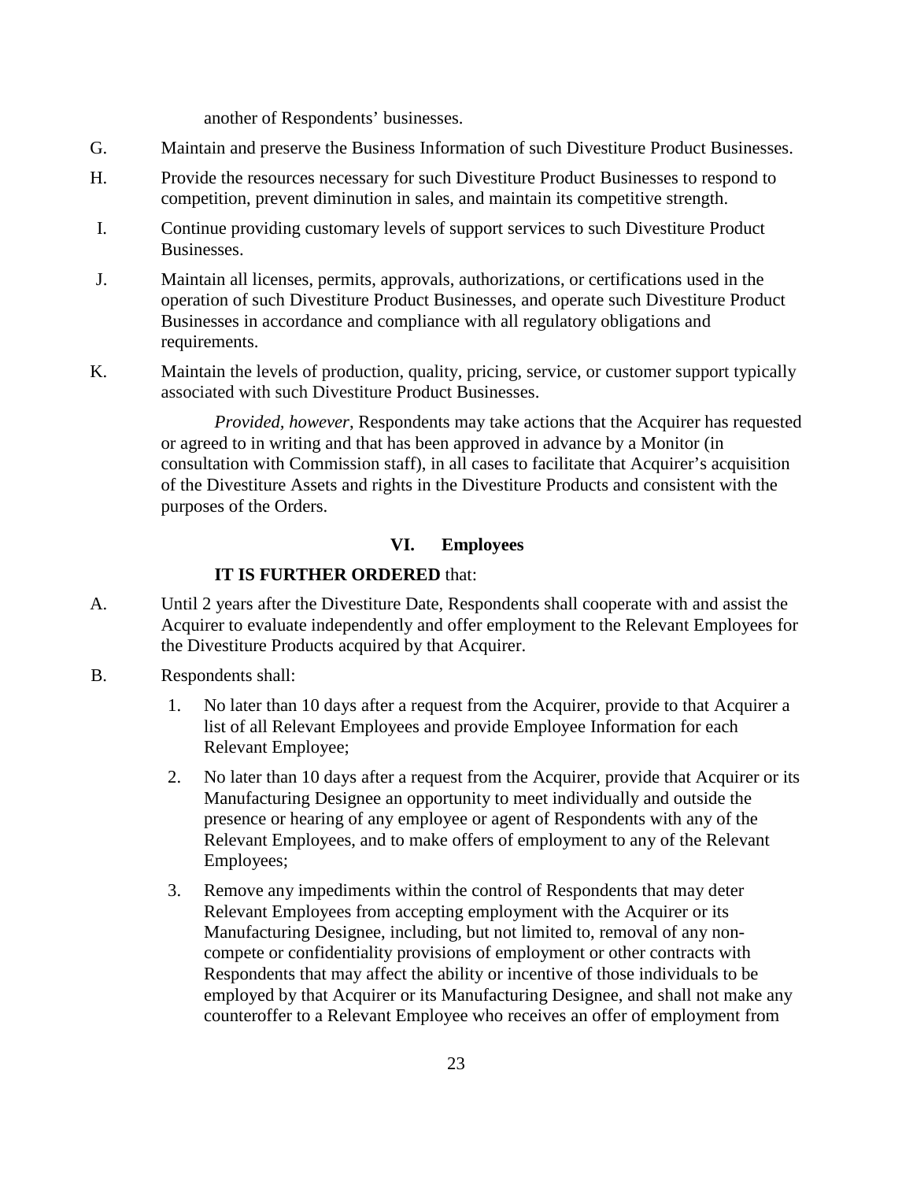another of Respondents' businesses.

G. Maintain and preserve the Business Information of such Divestiture Product Businesses.

H. Provide the resources necessary for such Divestiture Product Businesses to respond to competition, prevent diminution in sales, and maintain its competitive strength.

I. Continue providing customary levels of support services to such Divestiture Product Businesses.

J. Maintain all licenses, permits, approvals, authorizations, or certifications used in the operation of such Divestiture Product Businesses, and operate such Divestiture Product Businesses in accordance and compliance with all regulatory obligations and requirements.

K. Maintain the levels of production, quality, pricing, service, or customer support typically associated with such Divestiture Product Businesses.

*Provided, however*, Respondents may take actions that the Acquirer has requested or agreed to in writing and that has been approved in advance by a Monitor (in consultation with Commission staff), in all cases to facilitate that Acquirer's acquisition of the Divestiture Assets and rights in the Divestiture Products and consistent with the purposes of the Orders.

## VI. Employees

**IT IS FURTHER ORDERED** that:

A. Until 2 years after the Divestiture Date, Respondents shall cooperate with and assist the Acquirer to evaluate independently and offer employment to the Relevant Employees for the Divestiture Products acquired by that Acquirer.

B. Respondents shall:

1. No later than 10 days after a request from the Acquirer, provide to that Acquirer a list of all Relevant Employees and provide Employee Information for each Relevant Employee;

2. No later than 10 days after a request from the Acquirer, provide that Acquirer or its Manufacturing Designee an opportunity to meet individually and outside the presence or hearing of any employee or agent of Respondents with any of the Relevant Employees, and to make offers of employment to any of the Relevant Employees;

3. Remove any impediments within the control of Respondents that may deter Relevant Employees from accepting employment with the Acquirer or its Manufacturing Designee, including, but not limited to, removal of any non-compete or confidentiality provisions of employment or other contracts with Respondents that may affect the ability or incentive of those individuals to be employed by that Acquirer or its Manufacturing Designee, and shall not make any counteroffer to a Relevant Employee who receives an offer of employment from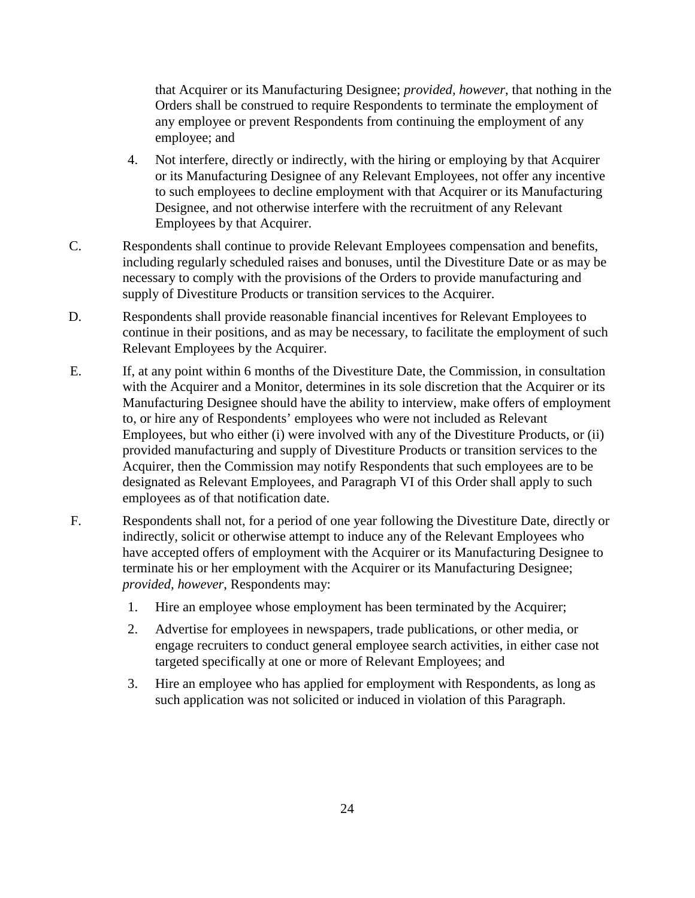that Acquirer or its Manufacturing Designee; *provided, however*, that nothing in the Orders shall be construed to require Respondents to terminate the employment of any employee or prevent Respondents from continuing the employment of any employee; and

4. Not interfere, directly or indirectly, with the hiring or employing by that Acquirer or its Manufacturing Designee of any Relevant Employees, not offer any incentive to such employees to decline employment with that Acquirer or its Manufacturing Designee, and not otherwise interfere with the recruitment of any Relevant Employees by that Acquirer.

C. Respondents shall continue to provide Relevant Employees compensation and benefits, including regularly scheduled raises and bonuses, until the Divestiture Date or as may be necessary to comply with the provisions of the Orders to provide manufacturing and supply of Divestiture Products or transition services to the Acquirer.

D. Respondents shall provide reasonable financial incentives for Relevant Employees to continue in their positions, and as may be necessary, to facilitate the employment of such Relevant Employees by the Acquirer.

E. If, at any point within 6 months of the Divestiture Date, the Commission, in consultation with the Acquirer and a Monitor, determines in its sole discretion that the Acquirer or its Manufacturing Designee should have the ability to interview, make offers of employment to, or hire any of Respondents' employees who were not included as Relevant Employees, but who either (i) were involved with any of the Divestiture Products, or (ii) provided manufacturing and supply of Divestiture Products or transition services to the Acquirer, then the Commission may notify Respondents that such employees are to be designated as Relevant Employees, and Paragraph VI of this Order shall apply to such employees as of that notification date.

F. Respondents shall not, for a period of one year following the Divestiture Date, directly or indirectly, solicit or otherwise attempt to induce any of the Relevant Employees who have accepted offers of employment with the Acquirer or its Manufacturing Designee to terminate his or her employment with the Acquirer or its Manufacturing Designee; *provided, however*, Respondents may:

1. Hire an employee whose employment has been terminated by the Acquirer;

2. Advertise for employees in newspapers, trade publications, or other media, or engage recruiters to conduct general employee search activities, in either case not targeted specifically at one or more of Relevant Employees; and

3. Hire an employee who has applied for employment with Respondents, as long as such application was not solicited or induced in violation of this Paragraph.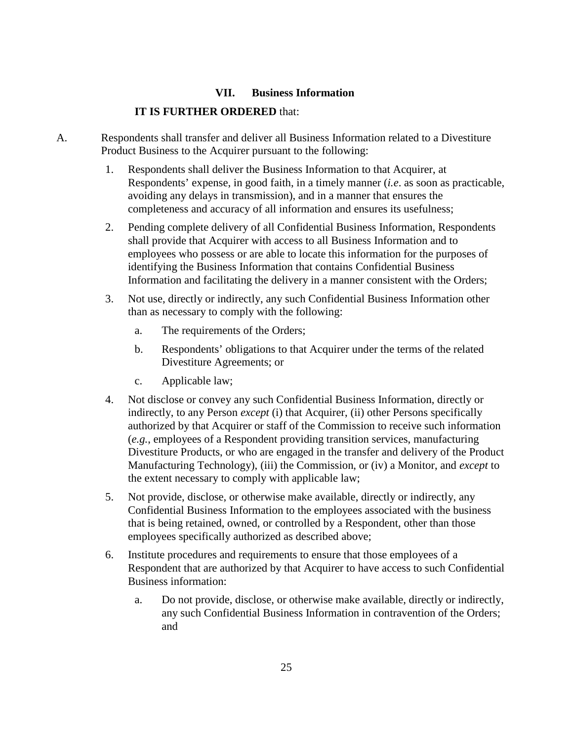## VII. Business Information

**IT IS FURTHER ORDERED** that:

A. Respondents shall transfer and deliver all Business Information related to a Divestiture Product Business to the Acquirer pursuant to the following:

1. Respondents shall deliver the Business Information to that Acquirer, at Respondents' expense, in good faith, in a timely manner (*i.e*. as soon as practicable, avoiding any delays in transmission), and in a manner that ensures the completeness and accuracy of all information and ensures its usefulness;

2. Pending complete delivery of all Confidential Business Information, Respondents shall provide that Acquirer with access to all Business Information and to employees who possess or are able to locate this information for the purposes of identifying the Business Information that contains Confidential Business Information and facilitating the delivery in a manner consistent with the Orders;

3. Not use, directly or indirectly, any such Confidential Business Information other than as necessary to comply with the following:

   a. The requirements of the Orders;

   b. Respondents' obligations to that Acquirer under the terms of the related Divestiture Agreements; or

   c. Applicable law;

4. Not disclose or convey any such Confidential Business Information, directly or indirectly, to any Person *except* (i) that Acquirer, (ii) other Persons specifically authorized by that Acquirer or staff of the Commission to receive such information (*e.g.*, employees of a Respondent providing transition services, manufacturing Divestiture Products, or who are engaged in the transfer and delivery of the Product Manufacturing Technology), (iii) the Commission, or (iv) a Monitor, and *except* to the extent necessary to comply with applicable law;

5. Not provide, disclose, or otherwise make available, directly or indirectly, any Confidential Business Information to the employees associated with the business that is being retained, owned, or controlled by a Respondent, other than those employees specifically authorized as described above;

6. Institute procedures and requirements to ensure that those employees of a Respondent that are authorized by that Acquirer to have access to such Confidential Business information:

   a. Do not provide, disclose, or otherwise make available, directly or indirectly, any such Confidential Business Information in contravention of the Orders; and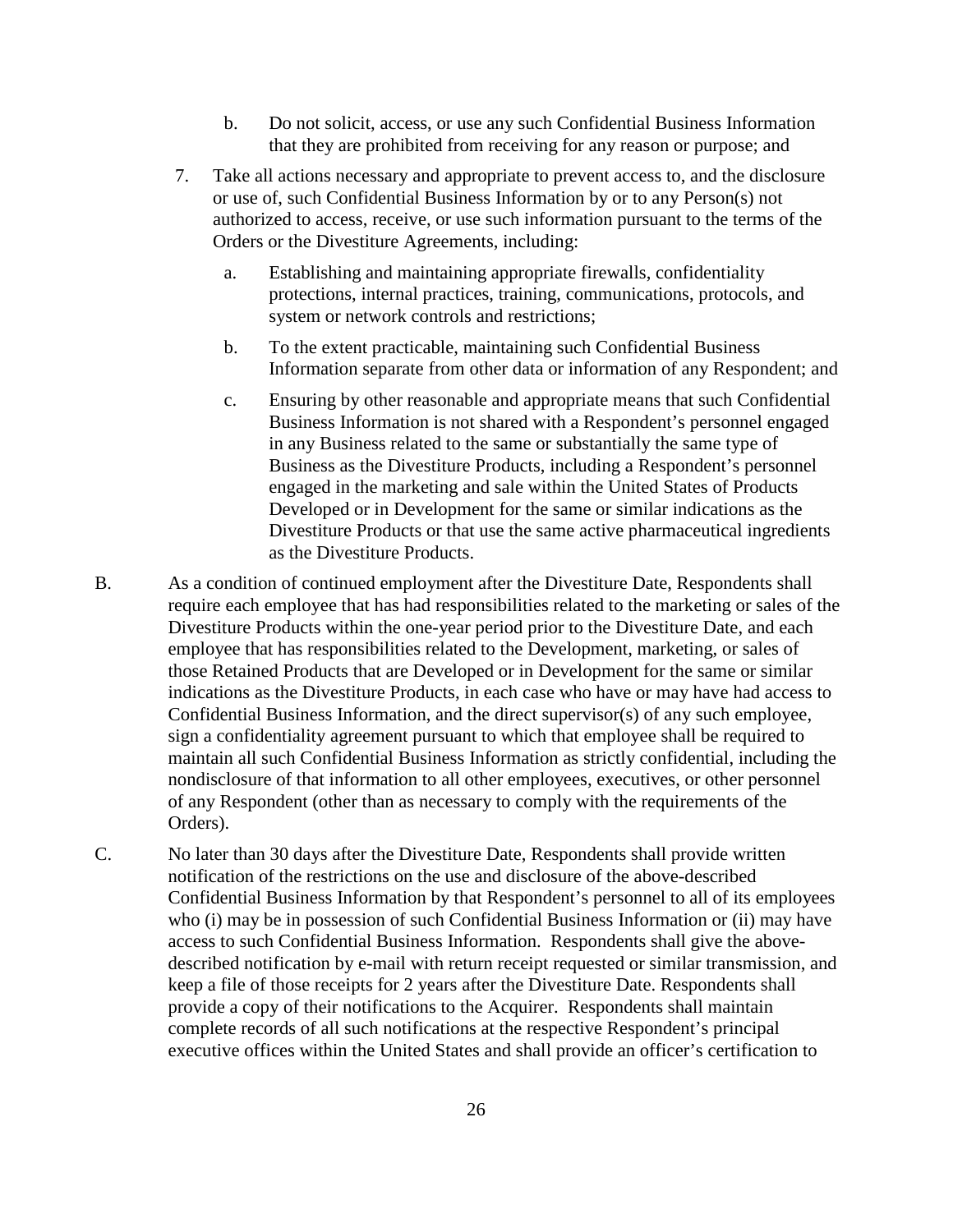b. Do not solicit, access, or use any such Confidential Business Information that they are prohibited from receiving for any reason or purpose; and

7. Take all actions necessary and appropriate to prevent access to, and the disclosure or use of, such Confidential Business Information by or to any Person(s) not authorized to access, receive, or use such information pursuant to the terms of the Orders or the Divestiture Agreements, including:

   a. Establishing and maintaining appropriate firewalls, confidentiality protections, internal practices, training, communications, protocols, and system or network controls and restrictions;

   b. To the extent practicable, maintaining such Confidential Business Information separate from other data or information of any Respondent; and

   c. Ensuring by other reasonable and appropriate means that such Confidential Business Information is not shared with a Respondent's personnel engaged in any Business related to the same or substantially the same type of Business as the Divestiture Products, including a Respondent's personnel engaged in the marketing and sale within the United States of Products Developed or in Development for the same or similar indications as the Divestiture Products or that use the same active pharmaceutical ingredients as the Divestiture Products.

B. As a condition of continued employment after the Divestiture Date, Respondents shall require each employee that has had responsibilities related to the marketing or sales of the Divestiture Products within the one-year period prior to the Divestiture Date, and each employee that has responsibilities related to the Development, marketing, or sales of those Retained Products that are Developed or in Development for the same or similar indications as the Divestiture Products, in each case who have or may have had access to Confidential Business Information, and the direct supervisor(s) of any such employee, sign a confidentiality agreement pursuant to which that employee shall be required to maintain all such Confidential Business Information as strictly confidential, including the nondisclosure of that information to all other employees, executives, or other personnel of any Respondent (other than as necessary to comply with the requirements of the Orders).

C. No later than 30 days after the Divestiture Date, Respondents shall provide written notification of the restrictions on the use and disclosure of the above-described Confidential Business Information by that Respondent's personnel to all of its employees who (i) may be in possession of such Confidential Business Information or (ii) may have access to such Confidential Business Information. Respondents shall give the above-described notification by e-mail with return receipt requested or similar transmission, and keep a file of those receipts for 2 years after the Divestiture Date. Respondents shall provide a copy of their notifications to the Acquirer. Respondents shall maintain complete records of all such notifications at the respective Respondent's principal executive offices within the United States and shall provide an officer's certification to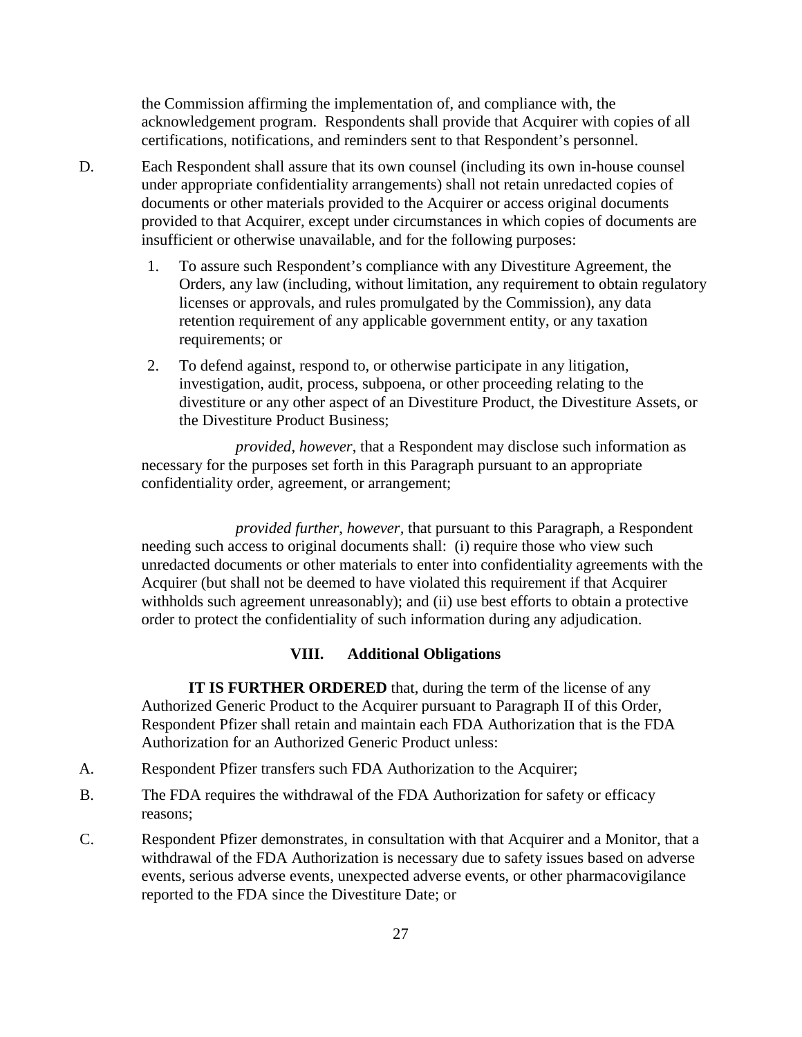the Commission affirming the implementation of, and compliance with, the acknowledgement program. Respondents shall provide that Acquirer with copies of all certifications, notifications, and reminders sent to that Respondent's personnel.

D. Each Respondent shall assure that its own counsel (including its own in-house counsel under appropriate confidentiality arrangements) shall not retain unredacted copies of documents or other materials provided to the Acquirer or access original documents provided to that Acquirer, except under circumstances in which copies of documents are insufficient or otherwise unavailable, and for the following purposes:

1. To assure such Respondent's compliance with any Divestiture Agreement, the Orders, any law (including, without limitation, any requirement to obtain regulatory licenses or approvals, and rules promulgated by the Commission), any data retention requirement of any applicable government entity, or any taxation requirements; or

2. To defend against, respond to, or otherwise participate in any litigation, investigation, audit, process, subpoena, or other proceeding relating to the divestiture or any other aspect of an Divestiture Product, the Divestiture Assets, or the Divestiture Product Business;

*provided*, *however*, that a Respondent may disclose such information as necessary for the purposes set forth in this Paragraph pursuant to an appropriate confidentiality order, agreement, or arrangement;

*provided further*, *however,* that pursuant to this Paragraph, a Respondent needing such access to original documents shall: (i) require those who view such unredacted documents or other materials to enter into confidentiality agreements with the Acquirer (but shall not be deemed to have violated this requirement if that Acquirer withholds such agreement unreasonably); and (ii) use best efforts to obtain a protective order to protect the confidentiality of such information during any adjudication.

## VIII. Additional Obligations

**IT IS FURTHER ORDERED** that, during the term of the license of any Authorized Generic Product to the Acquirer pursuant to Paragraph II of this Order, Respondent Pfizer shall retain and maintain each FDA Authorization that is the FDA Authorization for an Authorized Generic Product unless:

A. Respondent Pfizer transfers such FDA Authorization to the Acquirer;

B. The FDA requires the withdrawal of the FDA Authorization for safety or efficacy reasons;

C. Respondent Pfizer demonstrates, in consultation with that Acquirer and a Monitor, that a withdrawal of the FDA Authorization is necessary due to safety issues based on adverse events, serious adverse events, unexpected adverse events, or other pharmacovigilance reported to the FDA since the Divestiture Date; or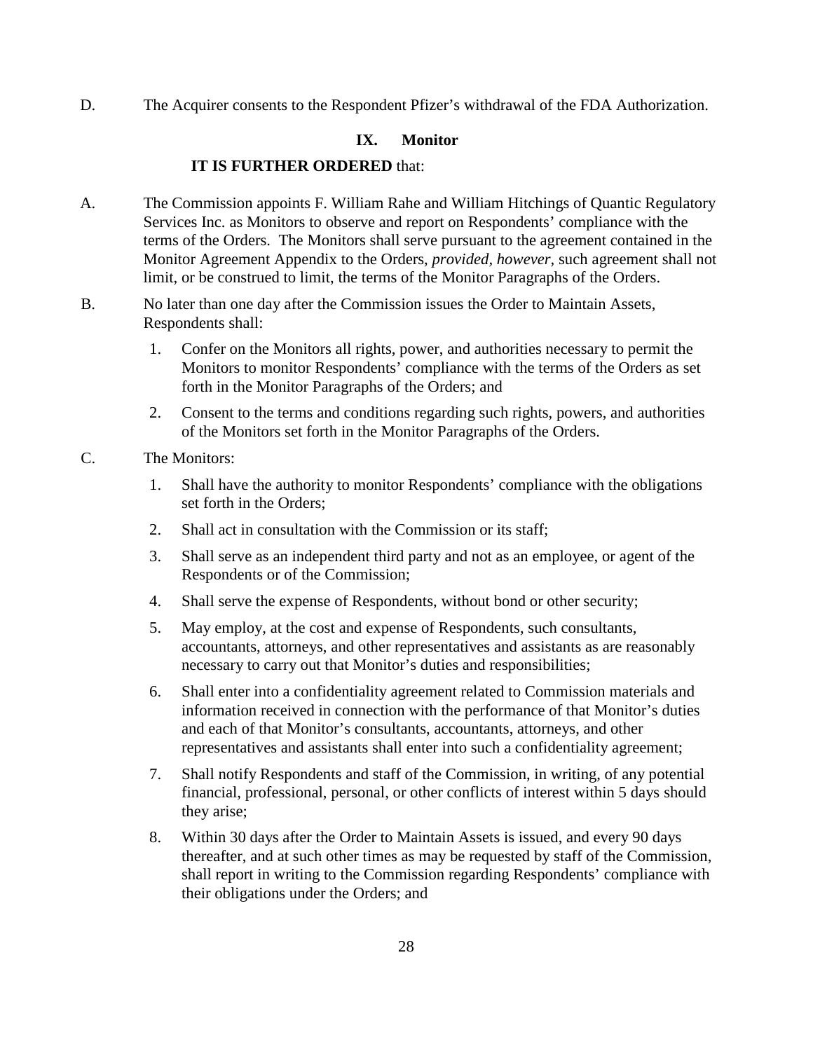D. The Acquirer consents to the Respondent Pfizer's withdrawal of the FDA Authorization.

## IX. Monitor

**IT IS FURTHER ORDERED** that:

A. The Commission appoints F. William Rahe and William Hitchings of Quantic Regulatory Services Inc. as Monitors to observe and report on Respondents' compliance with the terms of the Orders. The Monitors shall serve pursuant to the agreement contained in the Monitor Agreement Appendix to the Orders, *provided, however*, such agreement shall not limit, or be construed to limit, the terms of the Monitor Paragraphs of the Orders.

B. No later than one day after the Commission issues the Order to Maintain Assets, Respondents shall:

1. Confer on the Monitors all rights, power, and authorities necessary to permit the Monitors to monitor Respondents' compliance with the terms of the Orders as set forth in the Monitor Paragraphs of the Orders; and

2. Consent to the terms and conditions regarding such rights, powers, and authorities of the Monitors set forth in the Monitor Paragraphs of the Orders.

C. The Monitors:

1. Shall have the authority to monitor Respondents' compliance with the obligations set forth in the Orders;

2. Shall act in consultation with the Commission or its staff;

3. Shall serve as an independent third party and not as an employee, or agent of the Respondents or of the Commission;

4. Shall serve the expense of Respondents, without bond or other security;

5. May employ, at the cost and expense of Respondents, such consultants, accountants, attorneys, and other representatives and assistants as are reasonably necessary to carry out that Monitor's duties and responsibilities;

6. Shall enter into a confidentiality agreement related to Commission materials and information received in connection with the performance of that Monitor's duties and each of that Monitor's consultants, accountants, attorneys, and other representatives and assistants shall enter into such a confidentiality agreement;

7. Shall notify Respondents and staff of the Commission, in writing, of any potential financial, professional, personal, or other conflicts of interest within 5 days should they arise;

8. Within 30 days after the Order to Maintain Assets is issued, and every 90 days thereafter, and at such other times as may be requested by staff of the Commission, shall report in writing to the Commission regarding Respondents' compliance with their obligations under the Orders; and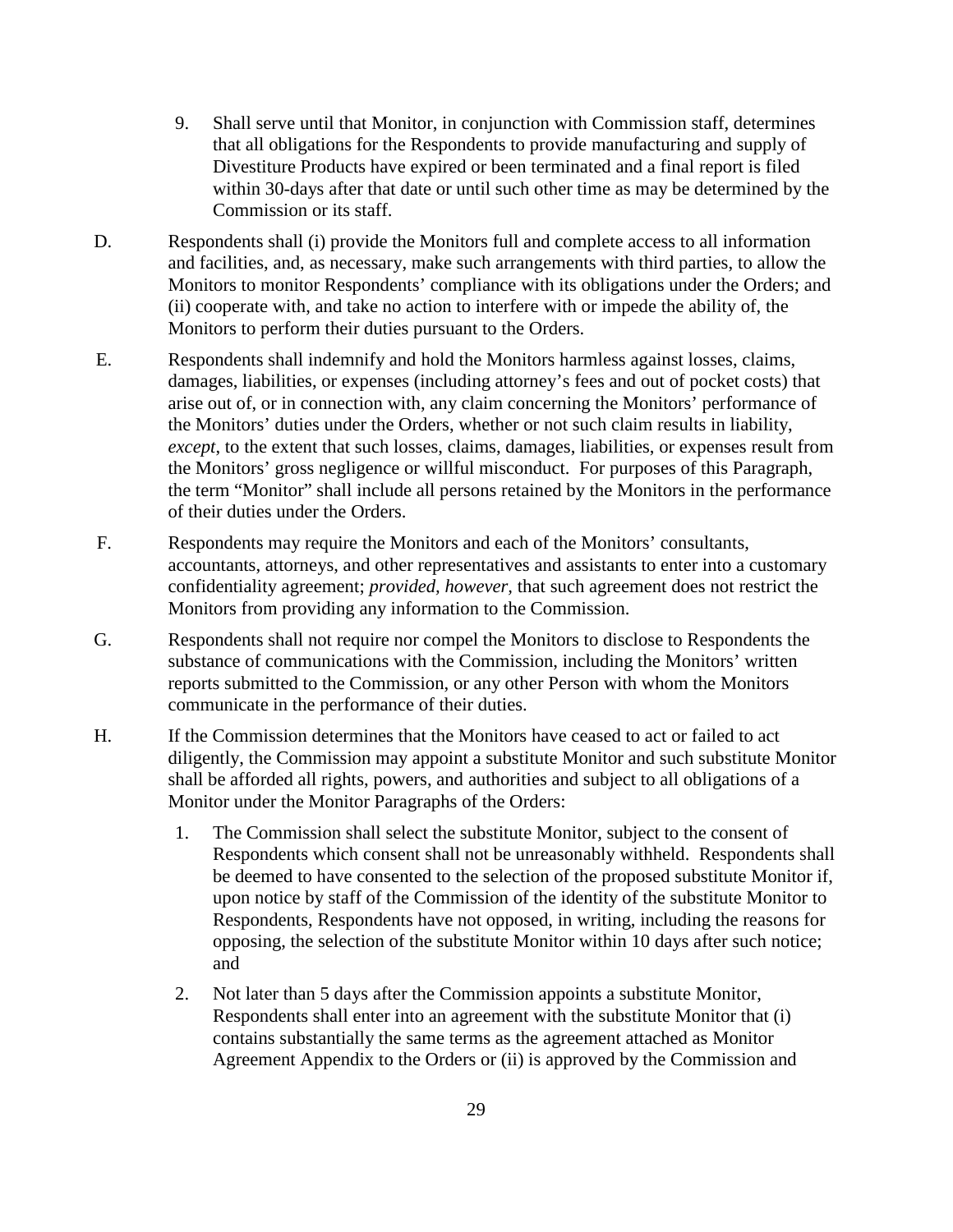9. Shall serve until that Monitor, in conjunction with Commission staff, determines that all obligations for the Respondents to provide manufacturing and supply of Divestiture Products have expired or been terminated and a final report is filed within 30-days after that date or until such other time as may be determined by the Commission or its staff.

D. Respondents shall (i) provide the Monitors full and complete access to all information and facilities, and, as necessary, make such arrangements with third parties, to allow the Monitors to monitor Respondents' compliance with its obligations under the Orders; and (ii) cooperate with, and take no action to interfere with or impede the ability of, the Monitors to perform their duties pursuant to the Orders.

E. Respondents shall indemnify and hold the Monitors harmless against losses, claims, damages, liabilities, or expenses (including attorney's fees and out of pocket costs) that arise out of, or in connection with, any claim concerning the Monitors' performance of the Monitors' duties under the Orders, whether or not such claim results in liability, *except*, to the extent that such losses, claims, damages, liabilities, or expenses result from the Monitors' gross negligence or willful misconduct. For purposes of this Paragraph, the term "Monitor" shall include all persons retained by the Monitors in the performance of their duties under the Orders.

F. Respondents may require the Monitors and each of the Monitors' consultants, accountants, attorneys, and other representatives and assistants to enter into a customary confidentiality agreement; *provided, however,* that such agreement does not restrict the Monitors from providing any information to the Commission.

G. Respondents shall not require nor compel the Monitors to disclose to Respondents the substance of communications with the Commission, including the Monitors' written reports submitted to the Commission, or any other Person with whom the Monitors communicate in the performance of their duties.

H. If the Commission determines that the Monitors have ceased to act or failed to act diligently, the Commission may appoint a substitute Monitor and such substitute Monitor shall be afforded all rights, powers, and authorities and subject to all obligations of a Monitor under the Monitor Paragraphs of the Orders:

1. The Commission shall select the substitute Monitor, subject to the consent of Respondents which consent shall not be unreasonably withheld. Respondents shall be deemed to have consented to the selection of the proposed substitute Monitor if, upon notice by staff of the Commission of the identity of the substitute Monitor to Respondents, Respondents have not opposed, in writing, including the reasons for opposing, the selection of the substitute Monitor within 10 days after such notice; and

2. Not later than 5 days after the Commission appoints a substitute Monitor, Respondents shall enter into an agreement with the substitute Monitor that (i) contains substantially the same terms as the agreement attached as Monitor Agreement Appendix to the Orders or (ii) is approved by the Commission and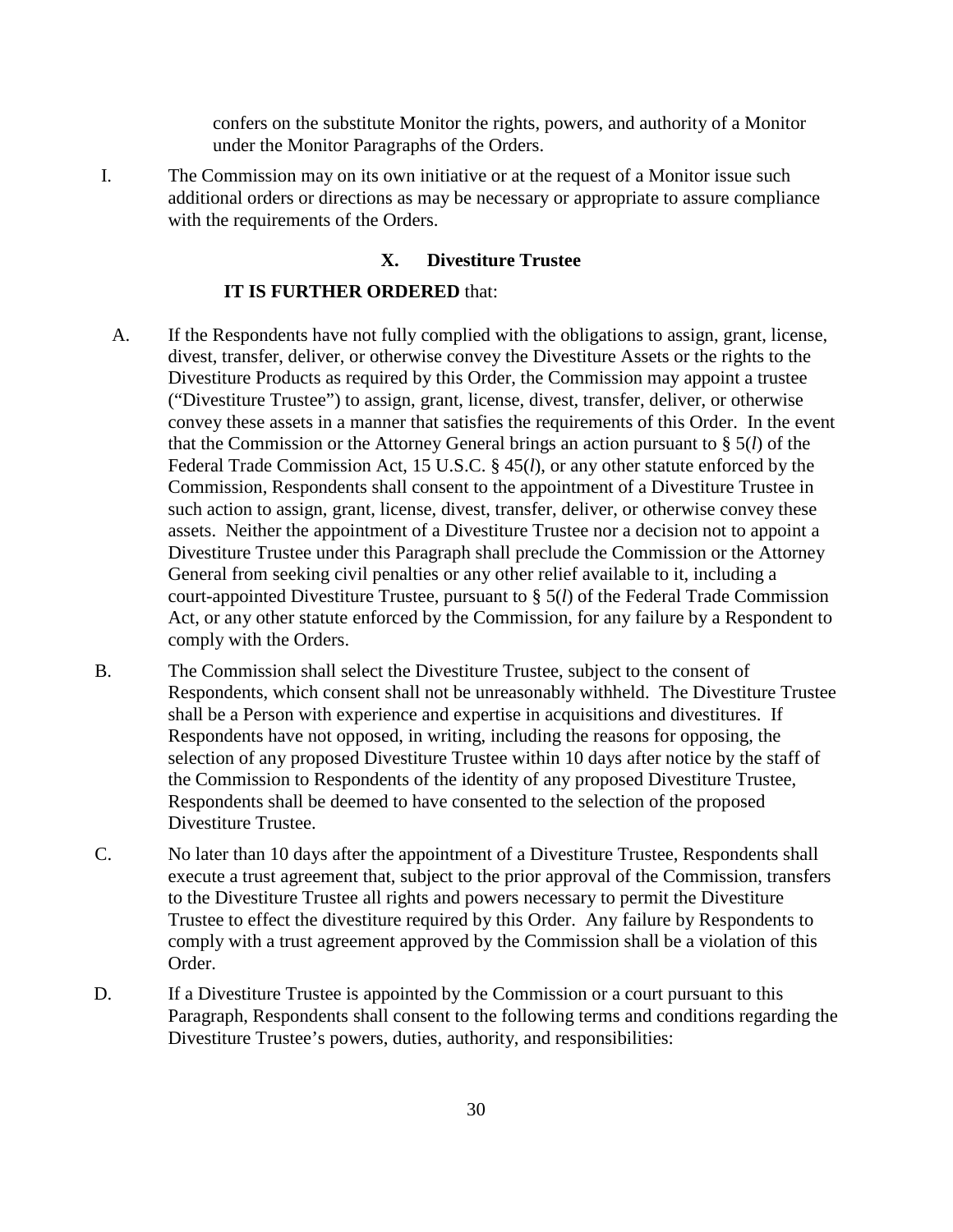confers on the substitute Monitor the rights, powers, and authority of a Monitor under the Monitor Paragraphs of the Orders.

I. The Commission may on its own initiative or at the request of a Monitor issue such additional orders or directions as may be necessary or appropriate to assure compliance with the requirements of the Orders.

## X. Divestiture Trustee

**IT IS FURTHER ORDERED** that:

A. If the Respondents have not fully complied with the obligations to assign, grant, license, divest, transfer, deliver, or otherwise convey the Divestiture Assets or the rights to the Divestiture Products as required by this Order, the Commission may appoint a trustee ("Divestiture Trustee") to assign, grant, license, divest, transfer, deliver, or otherwise convey these assets in a manner that satisfies the requirements of this Order. In the event that the Commission or the Attorney General brings an action pursuant to § 5(*l*) of the Federal Trade Commission Act, 15 U.S.C. § 45(*l*), or any other statute enforced by the Commission, Respondents shall consent to the appointment of a Divestiture Trustee in such action to assign, grant, license, divest, transfer, deliver, or otherwise convey these assets. Neither the appointment of a Divestiture Trustee nor a decision not to appoint a Divestiture Trustee under this Paragraph shall preclude the Commission or the Attorney General from seeking civil penalties or any other relief available to it, including a court-appointed Divestiture Trustee, pursuant to § 5(*l*) of the Federal Trade Commission Act, or any other statute enforced by the Commission, for any failure by a Respondent to comply with the Orders.

B. The Commission shall select the Divestiture Trustee, subject to the consent of Respondents, which consent shall not be unreasonably withheld. The Divestiture Trustee shall be a Person with experience and expertise in acquisitions and divestitures. If Respondents have not opposed, in writing, including the reasons for opposing, the selection of any proposed Divestiture Trustee within 10 days after notice by the staff of the Commission to Respondents of the identity of any proposed Divestiture Trustee, Respondents shall be deemed to have consented to the selection of the proposed Divestiture Trustee.

C. No later than 10 days after the appointment of a Divestiture Trustee, Respondents shall execute a trust agreement that, subject to the prior approval of the Commission, transfers to the Divestiture Trustee all rights and powers necessary to permit the Divestiture Trustee to effect the divestiture required by this Order. Any failure by Respondents to comply with a trust agreement approved by the Commission shall be a violation of this Order.

D. If a Divestiture Trustee is appointed by the Commission or a court pursuant to this Paragraph, Respondents shall consent to the following terms and conditions regarding the Divestiture Trustee's powers, duties, authority, and responsibilities: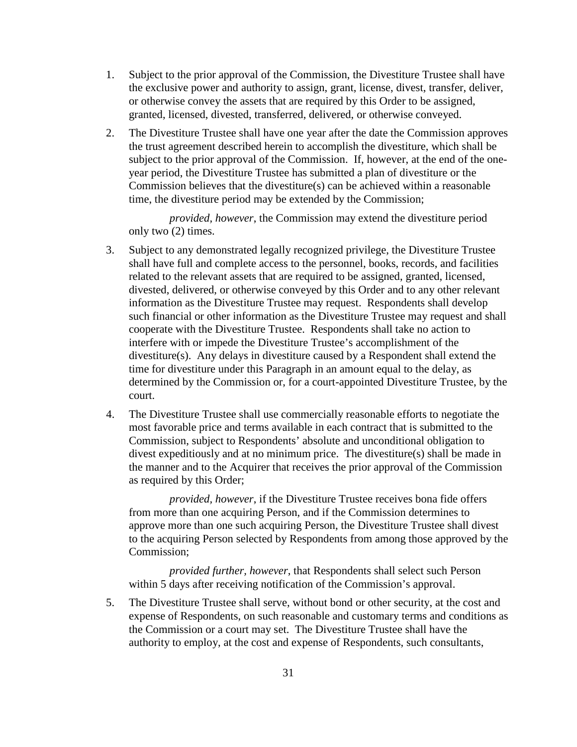1. Subject to the prior approval of the Commission, the Divestiture Trustee shall have the exclusive power and authority to assign, grant, license, divest, transfer, deliver, or otherwise convey the assets that are required by this Order to be assigned, granted, licensed, divested, transferred, delivered, or otherwise conveyed.

2. The Divestiture Trustee shall have one year after the date the Commission approves the trust agreement described herein to accomplish the divestiture, which shall be subject to the prior approval of the Commission. If, however, at the end of the one-year period, the Divestiture Trustee has submitted a plan of divestiture or the Commission believes that the divestiture(s) can be achieved within a reasonable time, the divestiture period may be extended by the Commission;

   *provided, however*, the Commission may extend the divestiture period only two (2) times.

3. Subject to any demonstrated legally recognized privilege, the Divestiture Trustee shall have full and complete access to the personnel, books, records, and facilities related to the relevant assets that are required to be assigned, granted, licensed, divested, delivered, or otherwise conveyed by this Order and to any other relevant information as the Divestiture Trustee may request. Respondents shall develop such financial or other information as the Divestiture Trustee may request and shall cooperate with the Divestiture Trustee. Respondents shall take no action to interfere with or impede the Divestiture Trustee's accomplishment of the divestiture(s). Any delays in divestiture caused by a Respondent shall extend the time for divestiture under this Paragraph in an amount equal to the delay, as determined by the Commission or, for a court-appointed Divestiture Trustee, by the court.

4. The Divestiture Trustee shall use commercially reasonable efforts to negotiate the most favorable price and terms available in each contract that is submitted to the Commission, subject to Respondents' absolute and unconditional obligation to divest expeditiously and at no minimum price. The divestiture(s) shall be made in the manner and to the Acquirer that receives the prior approval of the Commission as required by this Order;

   *provided, however*, if the Divestiture Trustee receives bona fide offers from more than one acquiring Person, and if the Commission determines to approve more than one such acquiring Person, the Divestiture Trustee shall divest to the acquiring Person selected by Respondents from among those approved by the Commission;

   *provided further, however*, that Respondents shall select such Person within 5 days after receiving notification of the Commission's approval.

5. The Divestiture Trustee shall serve, without bond or other security, at the cost and expense of Respondents, on such reasonable and customary terms and conditions as the Commission or a court may set. The Divestiture Trustee shall have the authority to employ, at the cost and expense of Respondents, such consultants,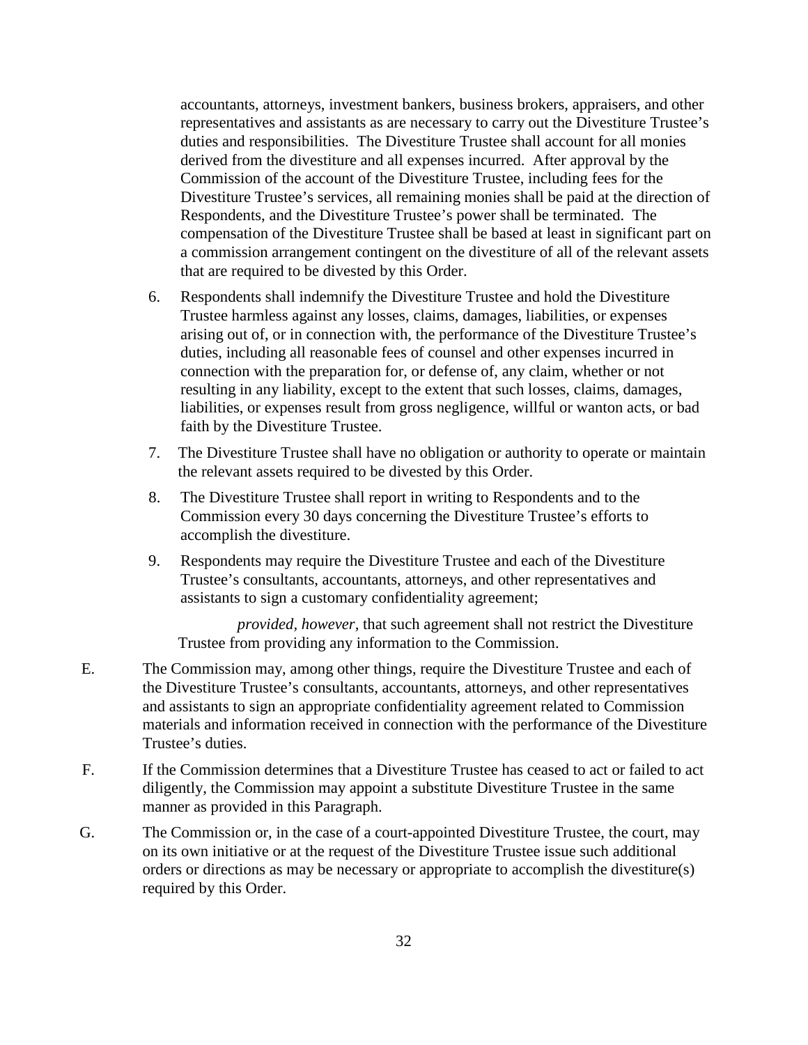accountants, attorneys, investment bankers, business brokers, appraisers, and other representatives and assistants as are necessary to carry out the Divestiture Trustee's duties and responsibilities. The Divestiture Trustee shall account for all monies derived from the divestiture and all expenses incurred. After approval by the Commission of the account of the Divestiture Trustee, including fees for the Divestiture Trustee's services, all remaining monies shall be paid at the direction of Respondents, and the Divestiture Trustee's power shall be terminated. The compensation of the Divestiture Trustee shall be based at least in significant part on a commission arrangement contingent on the divestiture of all of the relevant assets that are required to be divested by this Order.

6. Respondents shall indemnify the Divestiture Trustee and hold the Divestiture Trustee harmless against any losses, claims, damages, liabilities, or expenses arising out of, or in connection with, the performance of the Divestiture Trustee's duties, including all reasonable fees of counsel and other expenses incurred in connection with the preparation for, or defense of, any claim, whether or not resulting in any liability, except to the extent that such losses, claims, damages, liabilities, or expenses result from gross negligence, willful or wanton acts, or bad faith by the Divestiture Trustee.

7. The Divestiture Trustee shall have no obligation or authority to operate or maintain the relevant assets required to be divested by this Order.

8. The Divestiture Trustee shall report in writing to Respondents and to the Commission every 30 days concerning the Divestiture Trustee's efforts to accomplish the divestiture.

9. Respondents may require the Divestiture Trustee and each of the Divestiture Trustee's consultants, accountants, attorneys, and other representatives and assistants to sign a customary confidentiality agreement;

   *provided, however*, that such agreement shall not restrict the Divestiture Trustee from providing any information to the Commission.

E. The Commission may, among other things, require the Divestiture Trustee and each of the Divestiture Trustee's consultants, accountants, attorneys, and other representatives and assistants to sign an appropriate confidentiality agreement related to Commission materials and information received in connection with the performance of the Divestiture Trustee's duties.

F. If the Commission determines that a Divestiture Trustee has ceased to act or failed to act diligently, the Commission may appoint a substitute Divestiture Trustee in the same manner as provided in this Paragraph.

G. The Commission or, in the case of a court-appointed Divestiture Trustee, the court, may on its own initiative or at the request of the Divestiture Trustee issue such additional orders or directions as may be necessary or appropriate to accomplish the divestiture(s) required by this Order.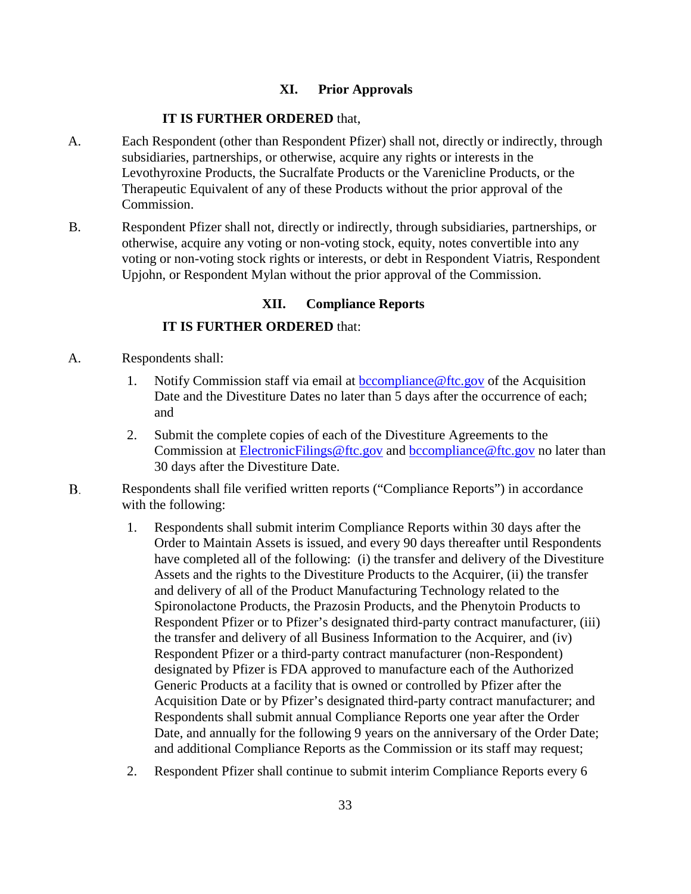## XI. Prior Approvals

**IT IS FURTHER ORDERED** that,

A. Each Respondent (other than Respondent Pfizer) shall not, directly or indirectly, through subsidiaries, partnerships, or otherwise, acquire any rights or interests in the Levothyroxine Products, the Sucralfate Products or the Varenicline Products, or the Therapeutic Equivalent of any of these Products without the prior approval of the Commission.

B. Respondent Pfizer shall not, directly or indirectly, through subsidiaries, partnerships, or otherwise, acquire any voting or non-voting stock, equity, notes convertible into any voting or non-voting stock rights or interests, or debt in Respondent Viatris, Respondent Upjohn, or Respondent Mylan without the prior approval of the Commission.

## XII. Compliance Reports

**IT IS FURTHER ORDERED** that:

A. Respondents shall:

1. Notify Commission staff via email at bccompliance@ftc.gov of the Acquisition Date and the Divestiture Dates no later than 5 days after the occurrence of each; and

2. Submit the complete copies of each of the Divestiture Agreements to the Commission at ElectronicFilings@ftc.gov and bccompliance@ftc.gov no later than 30 days after the Divestiture Date.

B. Respondents shall file verified written reports ("Compliance Reports") in accordance with the following:

1. Respondents shall submit interim Compliance Reports within 30 days after the Order to Maintain Assets is issued, and every 90 days thereafter until Respondents have completed all of the following: (i) the transfer and delivery of the Divestiture Assets and the rights to the Divestiture Products to the Acquirer, (ii) the transfer and delivery of all of the Product Manufacturing Technology related to the Spironolactone Products, the Prazosin Products, and the Phenytoin Products to Respondent Pfizer or to Pfizer's designated third-party contract manufacturer, (iii) the transfer and delivery of all Business Information to the Acquirer, and (iv) Respondent Pfizer or a third-party contract manufacturer (non-Respondent) designated by Pfizer is FDA approved to manufacture each of the Authorized Generic Products at a facility that is owned or controlled by Pfizer after the Acquisition Date or by Pfizer's designated third-party contract manufacturer; and Respondents shall submit annual Compliance Reports one year after the Order Date, and annually for the following 9 years on the anniversary of the Order Date; and additional Compliance Reports as the Commission or its staff may request;

2. Respondent Pfizer shall continue to submit interim Compliance Reports every 6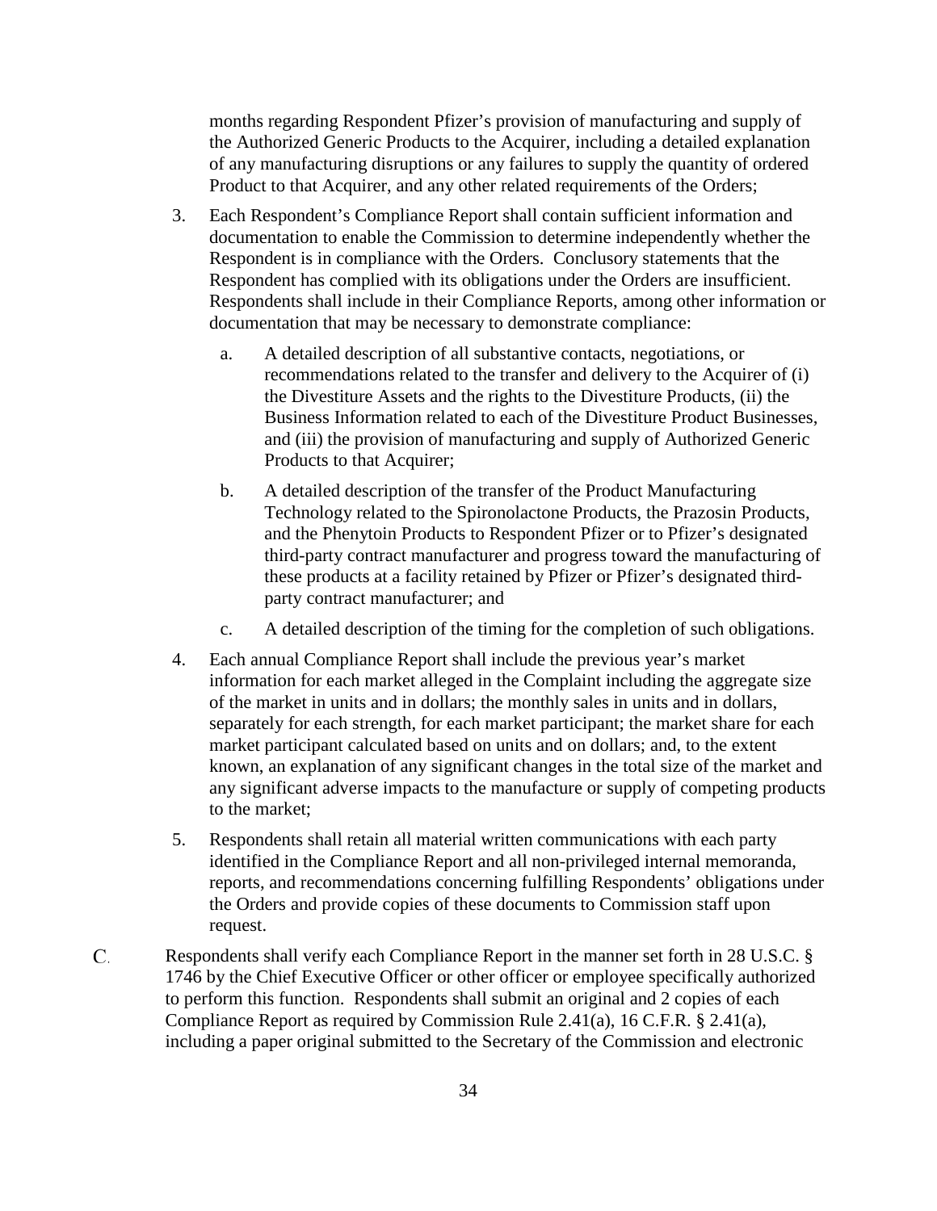months regarding Respondent Pfizer's provision of manufacturing and supply of the Authorized Generic Products to the Acquirer, including a detailed explanation of any manufacturing disruptions or any failures to supply the quantity of ordered Product to that Acquirer, and any other related requirements of the Orders;

3. Each Respondent's Compliance Report shall contain sufficient information and documentation to enable the Commission to determine independently whether the Respondent is in compliance with the Orders. Conclusory statements that the Respondent has complied with its obligations under the Orders are insufficient. Respondents shall include in their Compliance Reports, among other information or documentation that may be necessary to demonstrate compliance:

   a. A detailed description of all substantive contacts, negotiations, or recommendations related to the transfer and delivery to the Acquirer of (i) the Divestiture Assets and the rights to the Divestiture Products, (ii) the Business Information related to each of the Divestiture Product Businesses, and (iii) the provision of manufacturing and supply of Authorized Generic Products to that Acquirer;

   b. A detailed description of the transfer of the Product Manufacturing Technology related to the Spironolactone Products, the Prazosin Products, and the Phenytoin Products to Respondent Pfizer or to Pfizer's designated third-party contract manufacturer and progress toward the manufacturing of these products at a facility retained by Pfizer or Pfizer's designated third-party contract manufacturer; and

   c. A detailed description of the timing for the completion of such obligations.

4. Each annual Compliance Report shall include the previous year's market information for each market alleged in the Complaint including the aggregate size of the market in units and in dollars; the monthly sales in units and in dollars, separately for each strength, for each market participant; the market share for each market participant calculated based on units and on dollars; and, to the extent known, an explanation of any significant changes in the total size of the market and any significant adverse impacts to the manufacture or supply of competing products to the market;

5. Respondents shall retain all material written communications with each party identified in the Compliance Report and all non-privileged internal memoranda, reports, and recommendations concerning fulfilling Respondents' obligations under the Orders and provide copies of these documents to Commission staff upon request.

C. Respondents shall verify each Compliance Report in the manner set forth in 28 U.S.C. § 1746 by the Chief Executive Officer or other officer or employee specifically authorized to perform this function. Respondents shall submit an original and 2 copies of each Compliance Report as required by Commission Rule 2.41(a), 16 C.F.R. § 2.41(a), including a paper original submitted to the Secretary of the Commission and electronic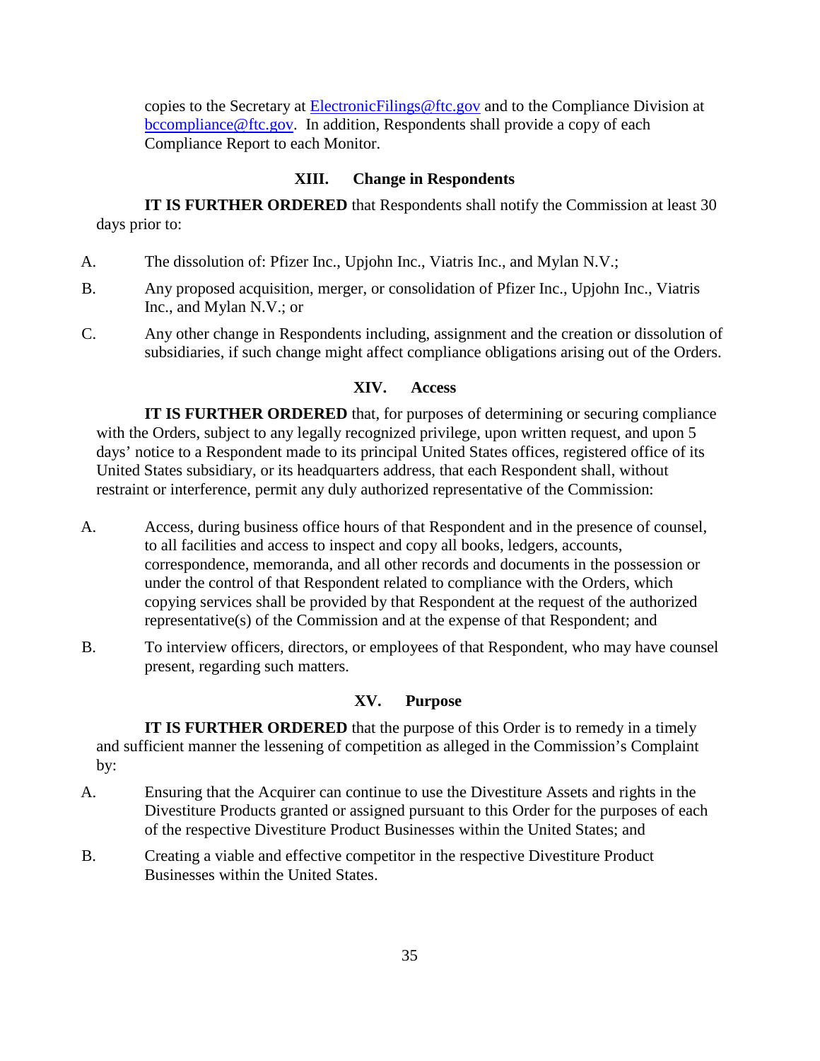copies to the Secretary at ElectronicFilings@ftc.gov and to the Compliance Division at bccompliance@ftc.gov. In addition, Respondents shall provide a copy of each Compliance Report to each Monitor.

## XIII. Change in Respondents

**IT IS FURTHER ORDERED** that Respondents shall notify the Commission at least 30 days prior to:

A. The dissolution of: Pfizer Inc., Upjohn Inc., Viatris Inc., and Mylan N.V.;

B. Any proposed acquisition, merger, or consolidation of Pfizer Inc., Upjohn Inc., Viatris Inc., and Mylan N.V.; or

C. Any other change in Respondents including, assignment and the creation or dissolution of subsidiaries, if such change might affect compliance obligations arising out of the Orders.

## XIV. Access

**IT IS FURTHER ORDERED** that, for purposes of determining or securing compliance with the Orders, subject to any legally recognized privilege, upon written request, and upon 5 days' notice to a Respondent made to its principal United States offices, registered office of its United States subsidiary, or its headquarters address, that each Respondent shall, without restraint or interference, permit any duly authorized representative of the Commission:

A. Access, during business office hours of that Respondent and in the presence of counsel, to all facilities and access to inspect and copy all books, ledgers, accounts, correspondence, memoranda, and all other records and documents in the possession or under the control of that Respondent related to compliance with the Orders, which copying services shall be provided by that Respondent at the request of the authorized representative(s) of the Commission and at the expense of that Respondent; and

B. To interview officers, directors, or employees of that Respondent, who may have counsel present, regarding such matters.

## XV. Purpose

**IT IS FURTHER ORDERED** that the purpose of this Order is to remedy in a timely and sufficient manner the lessening of competition as alleged in the Commission's Complaint by:

A. Ensuring that the Acquirer can continue to use the Divestiture Assets and rights in the Divestiture Products granted or assigned pursuant to this Order for the purposes of each of the respective Divestiture Product Businesses within the United States; and

B. Creating a viable and effective competitor in the respective Divestiture Product Businesses within the United States.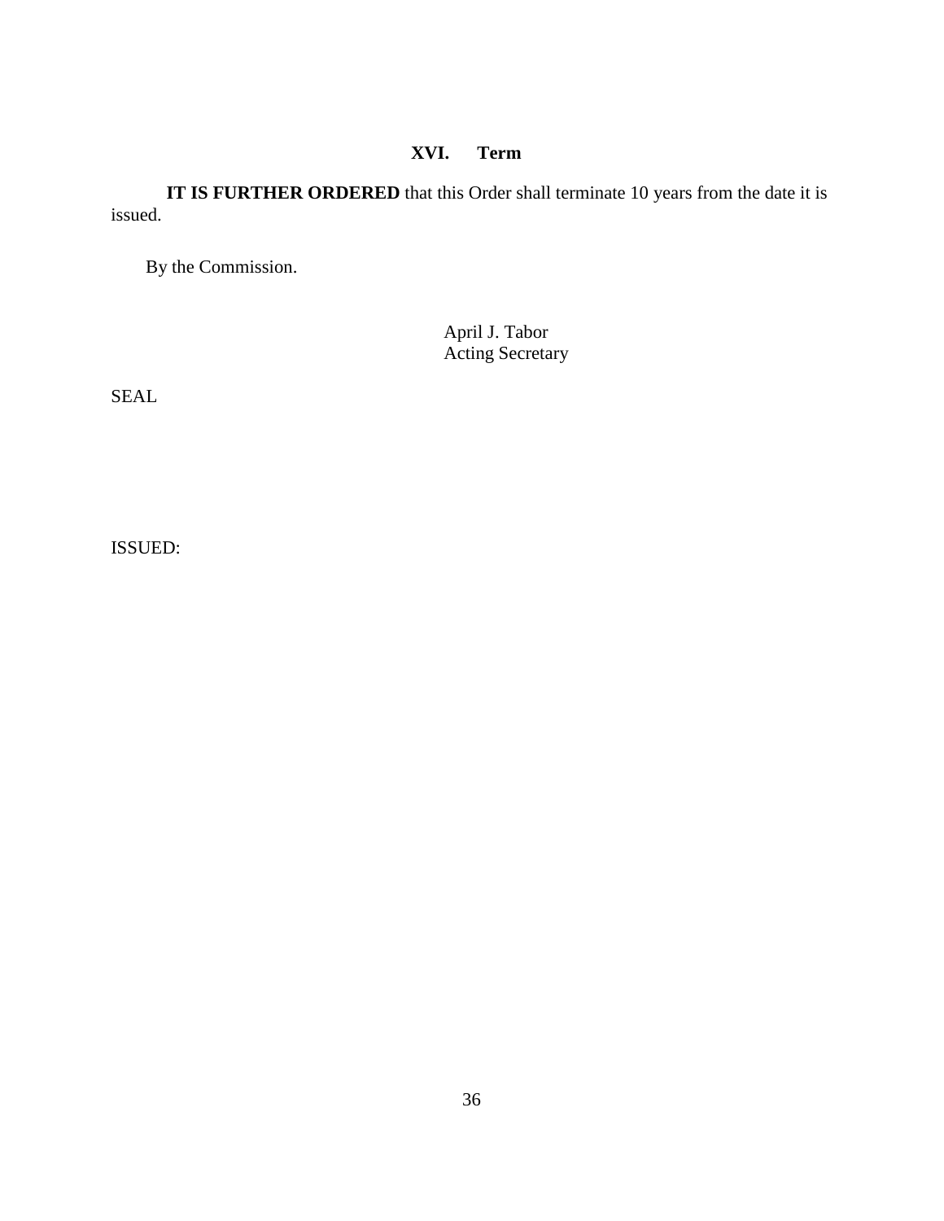## XVI. Term

**IT IS FURTHER ORDERED** that this Order shall terminate 10 years from the date it is issued.

By the Commission.

April J. Tabor
Acting Secretary

SEAL

ISSUED: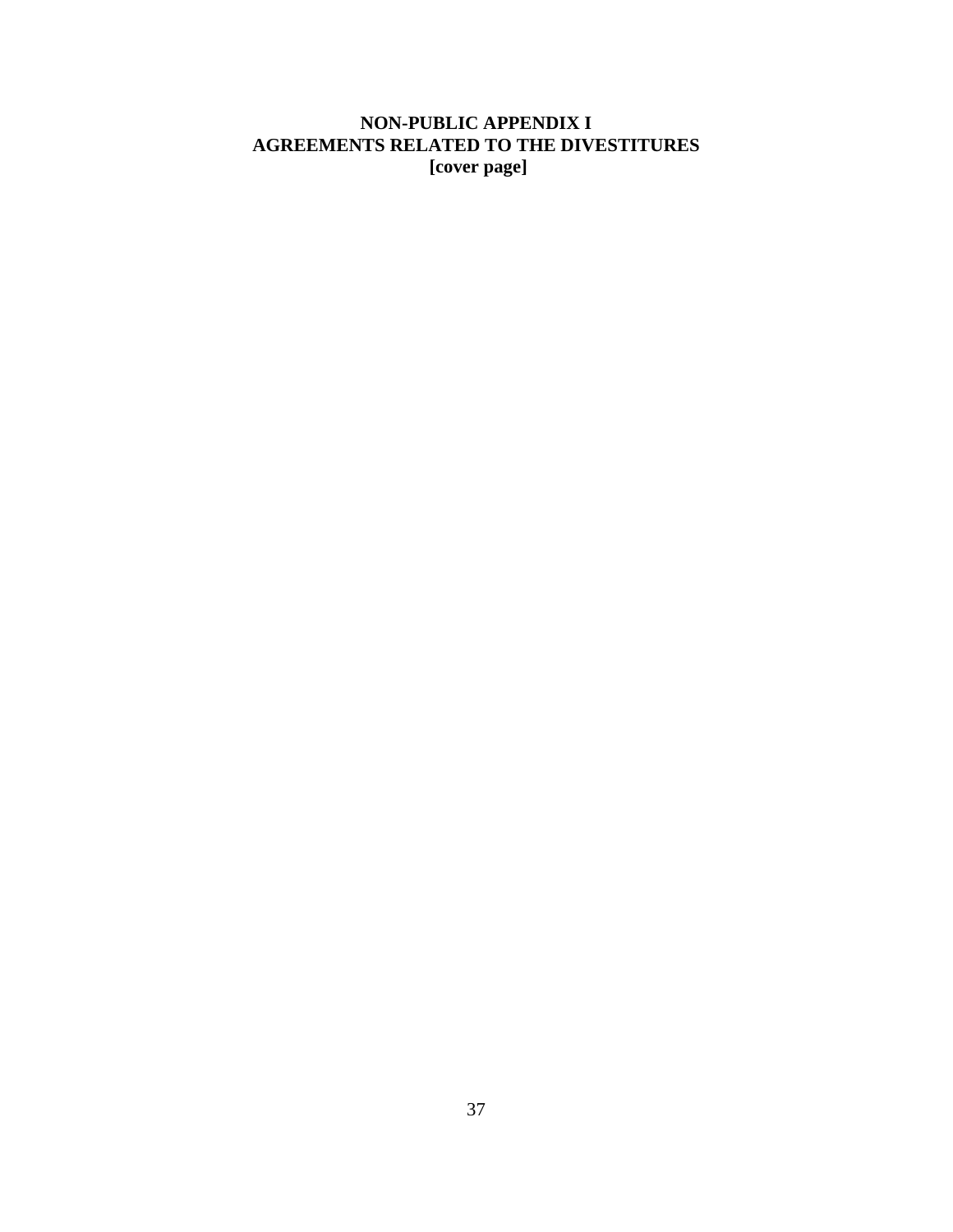# NON-PUBLIC APPENDIX I
# AGREEMENTS RELATED TO THE DIVESTITURES
# [cover page]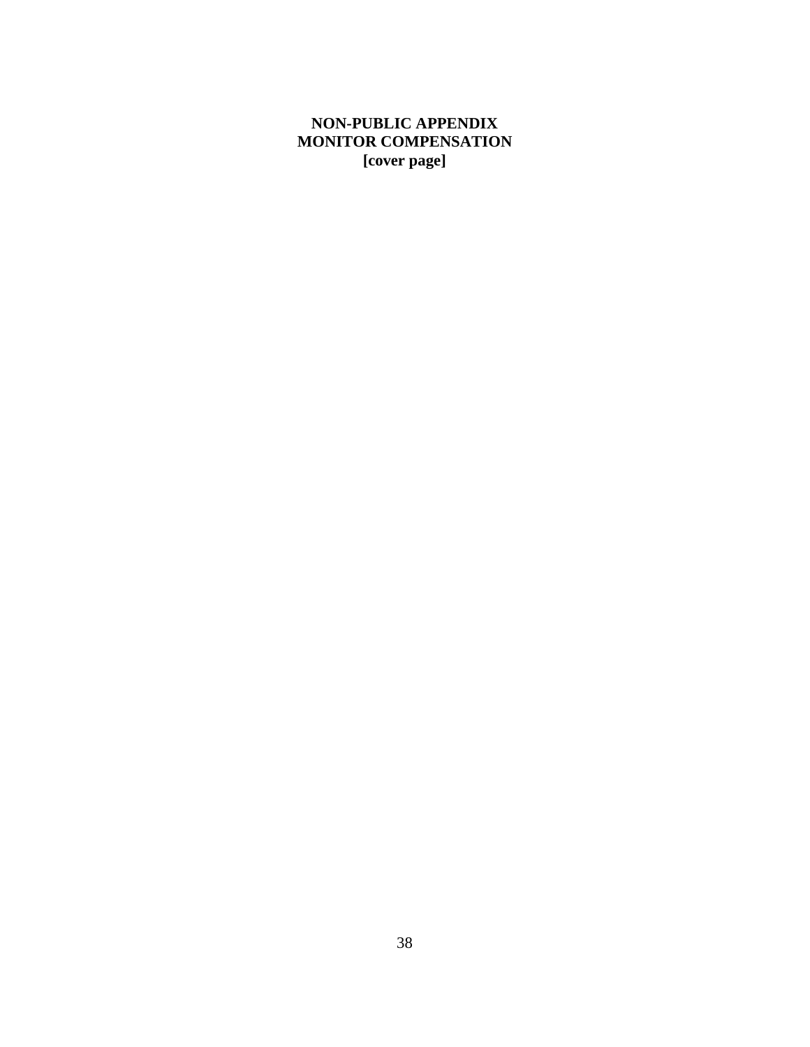**NON-PUBLIC APPENDIX**
**MONITOR COMPENSATION**
**[cover page]**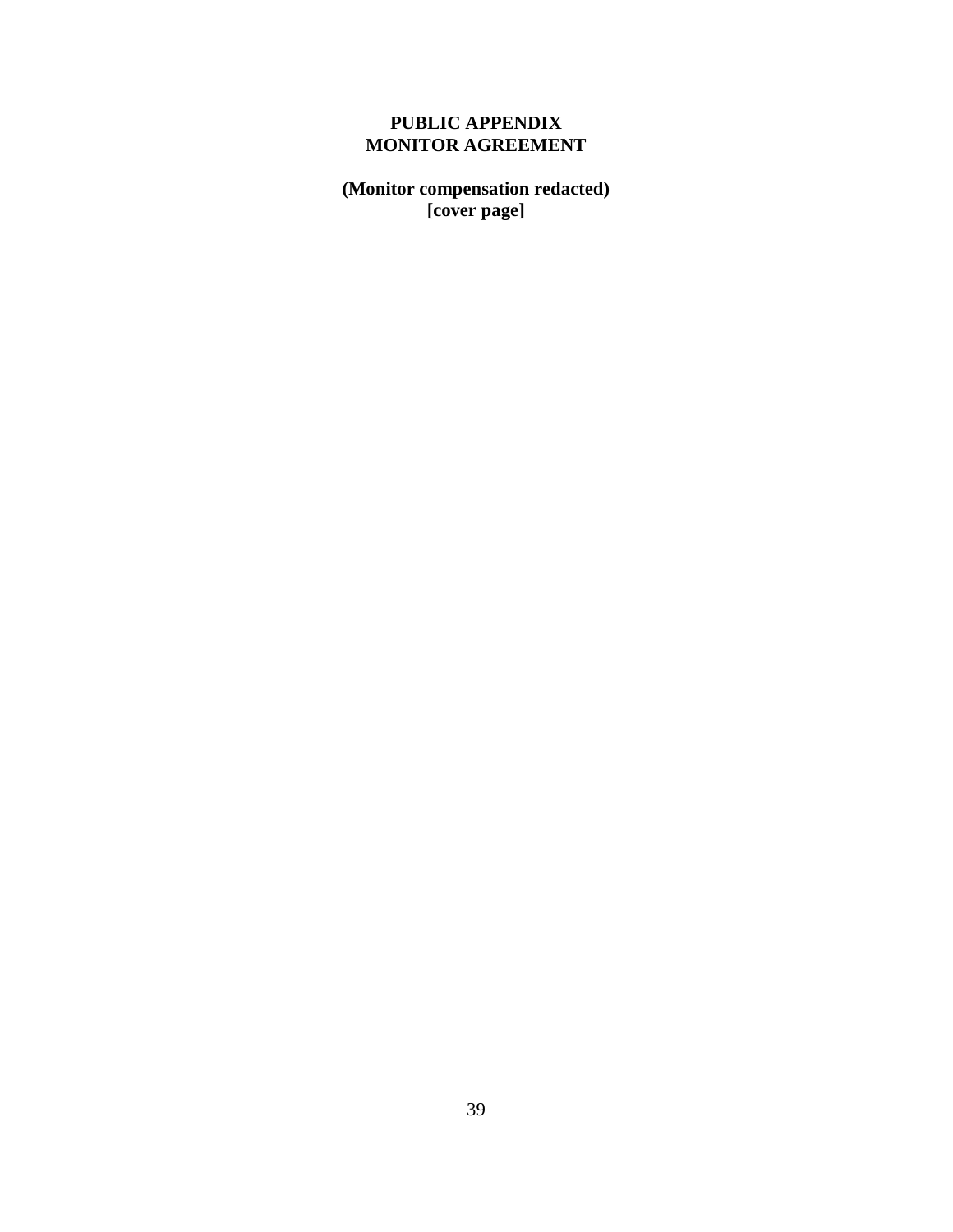**PUBLIC APPENDIX**
**MONITOR AGREEMENT**

**(Monitor compensation redacted)**
**[cover page]**